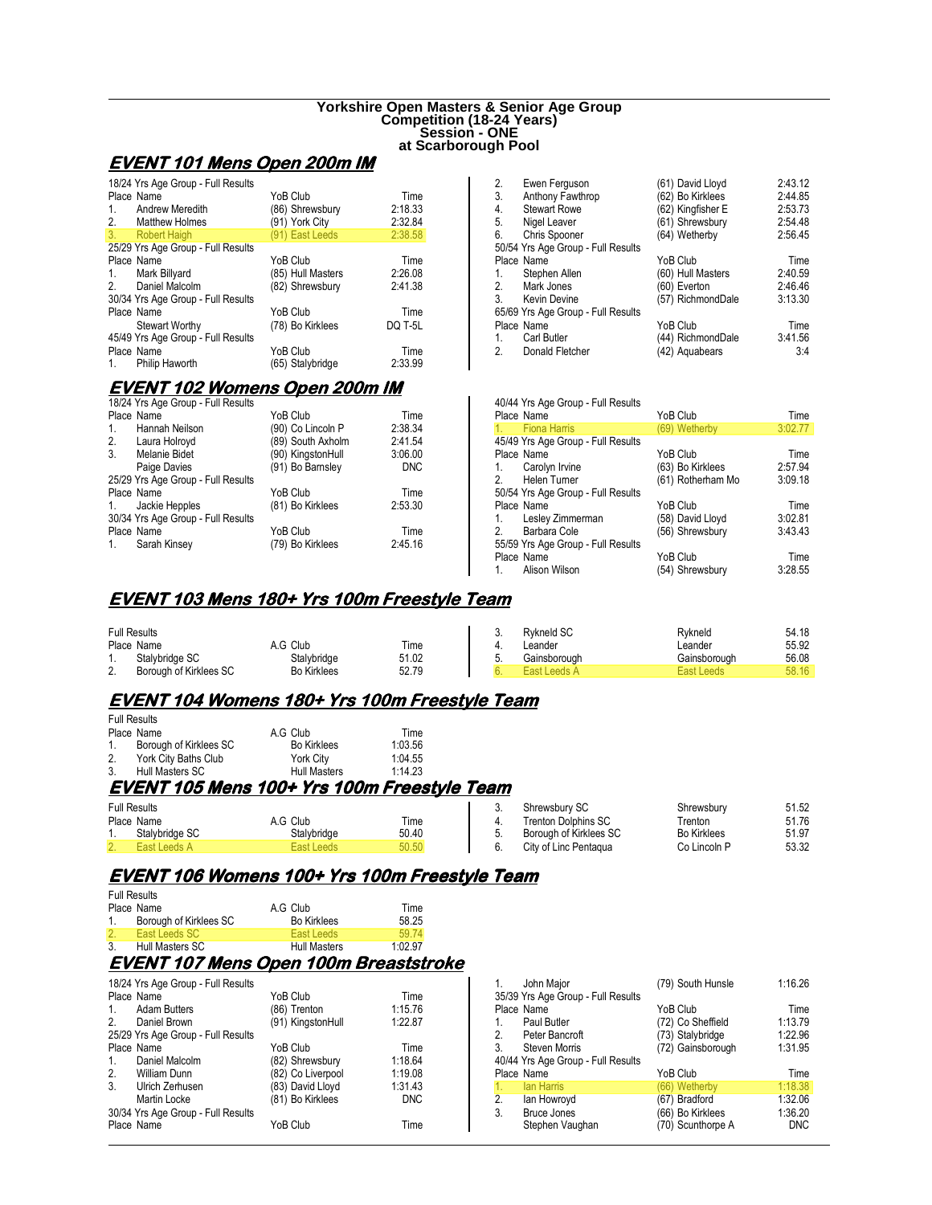**Yorkshire Open Masters & Senior Age Group Competition (18-24 Years)**
**Session - ONE**
**at Scarborough Pool**

## EVENT 101 Mens Open 200m IM

18/24 Yrs Age Group - Full Results

| Place | Name | YoB Club | Time |
|---|---|---|---|
| 1. | Andrew Meredith | (86) Shrewsbury | 2:18.33 |
| 2. | Matthew Holmes | (91) York City | 2:32.84 |
| 3. | Robert Haigh | (91) East Leeds | 2:38.58 |

25/29 Yrs Age Group - Full Results

| Place | Name | YoB Club | Time |
|---|---|---|---|
| 1. | Mark Billyard | (85) Hull Masters | 2:26.08 |
| 2. | Daniel Malcolm | (82) Shrewsbury | 2:41.38 |

30/34 Yrs Age Group - Full Results

| Place | Name | YoB Club | Time |
|---|---|---|---|
| | Stewart Worthy | (78) Bo Kirklees | DQ T-5L |

45/49 Yrs Age Group - Full Results

| Place | Name | YoB Club | Time |
|---|---|---|---|
| 1. | Philip Haworth | (65) Stalybridge | 2:33.99 |
| 2. | Ewen Ferguson | (61) David Lloyd | 2:43.12 |
| 3. | Anthony Fawthrop | (62) Bo Kirklees | 2:44.85 |
| 4. | Stewart Rowe | (62) Kingfisher E | 2:53.73 |
| 5. | Nigel Leaver | (61) Shrewsbury | 2:54.48 |
| 6. | Chris Spooner | (64) Wetherby | 2:56.45 |

50/54 Yrs Age Group - Full Results

| Place | Name | YoB Club | Time |
|---|---|---|---|
| 1. | Stephen Allen | (60) Hull Masters | 2:40.59 |
| 2. | Mark Jones | (60) Everton | 2:46.46 |
| 3. | Kevin Devine | (57) RichmondDale | 3:13.30 |

65/69 Yrs Age Group - Full Results

| Place | Name | YoB Club | Time |
|---|---|---|---|
| 1. | Carl Butler | (44) RichmondDale | 3:41.56 |
| 2. | Donald Fletcher | (42) Aquabears | 3:4 |

## EVENT 102 Womens Open 200m IM

18/24 Yrs Age Group - Full Results

| Place | Name | YoB Club | Time |
|---|---|---|---|
| 1. | Hannah Neilson | (90) Co Lincoln P | 2:38.34 |
| 2. | Laura Holroyd | (89) South Axholm | 2:41.54 |
| 3. | Melanie Bidet | (90) KingstonHull | 3:06.00 |
| | Paige Davies | (91) Bo Barnsley | DNC |

25/29 Yrs Age Group - Full Results

| Place | Name | YoB Club | Time |
|---|---|---|---|
| 1. | Jackie Hepples | (81) Bo Kirklees | 2:53.30 |

30/34 Yrs Age Group - Full Results

| Place | Name | YoB Club | Time |
|---|---|---|---|
| 1. | Sarah Kinsey | (79) Bo Kirklees | 2:45.16 |

40/44 Yrs Age Group - Full Results

| Place | Name | YoB Club | Time |
|---|---|---|---|
| 1. | Fiona Harris | (69) Wetherby | 3:02.77 |

45/49 Yrs Age Group - Full Results

| Place | Name | YoB Club | Time |
|---|---|---|---|
| 1. | Carolyn Irvine | (63) Bo Kirklees | 2:57.94 |
| 2. | Helen Turner | (61) Rotherham Mo | 3:09.18 |

50/54 Yrs Age Group - Full Results

| Place | Name | YoB Club | Time |
|---|---|---|---|
| 1. | Lesley Zimmerman | (58) David Lloyd | 3:02.81 |
| 2. | Barbara Cole | (56) Shrewsbury | 3:43.43 |

55/59 Yrs Age Group - Full Results

| Place | Name | YoB Club | Time |
|---|---|---|---|
| 1. | Alison Wilson | (54) Shrewsbury | 3:28.55 |

## EVENT 103 Mens 180+ Yrs 100m Freestyle Team

Full Results

| Place | Name | A.G Club | Time |
|---|---|---|---|
| 1. | Stalybridge SC | Stalybridge | 51.02 |
| 2. | Borough of Kirklees SC | Bo Kirklees | 52.79 |
| 3. | Rykneld SC | Rykneld | 54.18 |
| 4. | Leander | Leander | 55.92 |
| 5. | Gainsborough | Gainsborough | 56.08 |
| 6. | East Leeds A | East Leeds | 58.16 |

## EVENT 104 Womens 180+ Yrs 100m Freestyle Team

Full Results

| Place | Name | A.G Club | Time |
|---|---|---|---|
| 1. | Borough of Kirklees SC | Bo Kirklees | 1:03.56 |
| 2. | York City Baths Club | York City | 1:04.55 |
| 3. | Hull Masters SC | Hull Masters | 1:14.23 |

## EVENT 105 Mens 100+ Yrs 100m Freestyle Team

Full Results

| Place | Name | A.G Club | Time |
|---|---|---|---|
| 1. | Stalybridge SC | Stalybridge | 50.40 |
| 2. | East Leeds A | East Leeds | 50.50 |
| 3. | Shrewsbury SC | Shrewsbury | 51.52 |
| 4. | Trenton Dolphins SC | Trenton | 51.76 |
| 5. | Borough of Kirklees SC | Bo Kirklees | 51.97 |
| 6. | City of Linc Pentaqua | Co Lincoln P | 53.32 |

## EVENT 106 Womens 100+ Yrs 100m Freestyle Team

Full Results

| Place | Name | A.G Club | Time |
|---|---|---|---|
| 1. | Borough of Kirklees SC | Bo Kirklees | 58.25 |
| 2. | East Leeds SC | East Leeds | 59.74 |
| 3. | Hull Masters SC | Hull Masters | 1:02.97 |

## EVENT 107 Mens Open 100m Breaststroke

18/24 Yrs Age Group - Full Results

| Place | Name | YoB Club | Time |
|---|---|---|---|
| 1. | Adam Butters | (86) Trenton | 1:15.76 |
| 2. | Daniel Brown | (91) KingstonHull | 1:22.87 |

25/29 Yrs Age Group - Full Results

| Place | Name | YoB Club | Time |
|---|---|---|---|
| 1. | Daniel Malcolm | (82) Shrewsbury | 1:18.64 |
| 2. | William Dunn | (82) Co Liverpool | 1:19.08 |
| 3. | Ulrich Zerhusen | (83) David Lloyd | 1:31.43 |
| | Martin Locke | (81) Bo Kirklees | DNC |

30/34 Yrs Age Group - Full Results

| Place | Name | YoB Club | Time |
|---|---|---|---|
| 1. | John Major | (79) South Hunsle | 1:16.26 |

35/39 Yrs Age Group - Full Results

| Place | Name | YoB Club | Time |
|---|---|---|---|
| 1. | Paul Butler | (72) Co Sheffield | 1:13.79 |
| 2. | Peter Bancroft | (73) Stalybridge | 1:22.96 |
| 3. | Steven Morris | (72) Gainsborough | 1:31.95 |

40/44 Yrs Age Group - Full Results

| Place | Name | YoB Club | Time |
|---|---|---|---|
| 1. | Ian Harris | (66) Wetherby | 1:18.38 |
| 2. | Ian Howroyd | (67) Bradford | 1:32.06 |
| 3. | Bruce Jones | (66) Bo Kirklees | 1:36.20 |
| | Stephen Vaughan | (70) Scunthorpe A | DNC |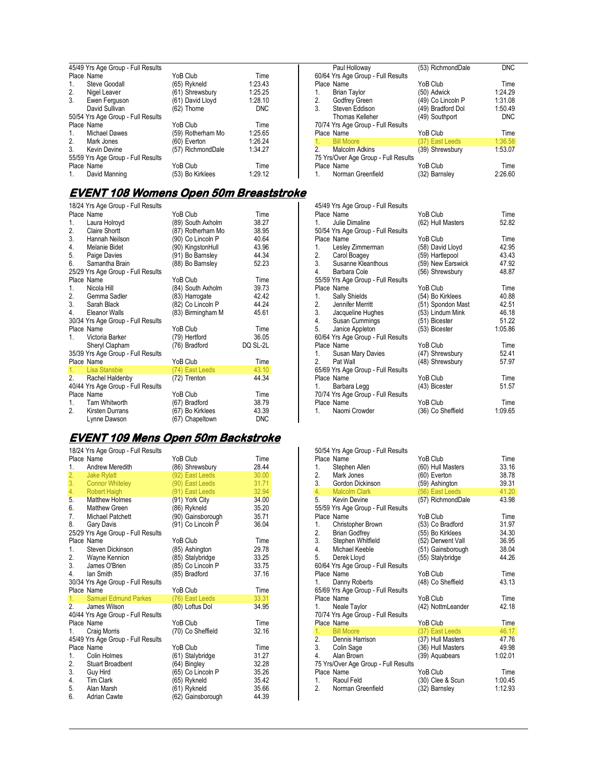45/49 Yrs Age Group - Full Results

| Place | Name | YoB Club | Time |
|---|---|---|---|
| 1. | Steve Goodall | (65) Rykneld | 1:23.43 |
| 2. | Nigel Leaver | (61) Shrewsbury | 1:25.25 |
| 3. | Ewen Ferguson | (61) David Lloyd | 1:28.10 |
| | David Sullivan | (62) Thorne | DNC |

50/54 Yrs Age Group - Full Results

| Place | Name | YoB Club | Time |
|---|---|---|---|
| 1. | Michael Dawes | (59) Rotherham Mo | 1:25.65 |
| 2. | Mark Jones | (60) Everton | 1:26.24 |
| 3. | Kevin Devine | (57) RichmondDale | 1:34.27 |

55/59 Yrs Age Group - Full Results

| Place | Name | YoB Club | Time |
|---|---|---|---|
| 1. | David Manning | (53) Bo Kirklees | 1:29.12 |
| | Paul Holloway | (53) RichmondDale | DNC |

60/64 Yrs Age Group - Full Results

| Place | Name | YoB Club | Time |
|---|---|---|---|
| 1. | Brian Taylor | (50) Adwick | 1:24.29 |
| 2. | Godfrey Green | (49) Co Lincoln P | 1:31.08 |
| 3. | Steven Eddison | (49) Bradford Dol | 1:50.49 |
| | Thomas Kelleher | (49) Southport | DNC |

70/74 Yrs Age Group - Full Results

| Place | Name | YoB Club | Time |
|---|---|---|---|
| 1. | Bill Moore | (37) East Leeds | 1:36.58 |
| 2. | Malcolm Adkins | (39) Shrewsbury | 1:53.07 |

75 Yrs/Over Age Group - Full Results

| Place | Name | YoB Club | Time |
|---|---|---|---|
| 1. | Norman Greenfield | (32) Barnsley | 2:26.60 |

## *EVENT 108 Womens Open 50m Breaststroke*

18/24 Yrs Age Group - Full Results

| Place | Name | YoB Club | Time |
|---|---|---|---|
| 1. | Laura Holroyd | (89) South Axholm | 38.27 |
| 2. | Claire Shortt | (87) Rotherham Mo | 38.95 |
| 3. | Hannah Neilson | (90) Co Lincoln P | 40.64 |
| 4. | Melanie Bidet | (90) KingstonHull | 43.96 |
| 5. | Paige Davies | (91) Bo Barnsley | 44.34 |
| 6. | Samantha Brain | (88) Bo Barnsley | 52.23 |

25/29 Yrs Age Group - Full Results

| Place | Name | YoB Club | Time |
|---|---|---|---|
| 1. | Nicola Hill | (84) South Axholm | 39.73 |
| 2. | Gemma Sadler | (83) Harrogate | 42.42 |
| 3. | Sarah Black | (82) Co Lincoln P | 44.24 |
| 4. | Eleanor Walls | (83) Birmingham M | 45.61 |

30/34 Yrs Age Group - Full Results

| Place | Name | YoB Club | Time |
|---|---|---|---|
| 1. | Victoria Barker | (79) Hertford | 36.05 |
| | Sheryl Clapham | (76) Bradford | DQ SL-2L |

35/39 Yrs Age Group - Full Results

| Place | Name | YoB Club | Time |
|---|---|---|---|
| 1. | Lisa Stansbie | (74) East Leeds | 43.10 |
| 2. | Rachel Haldenby | (72) Trenton | 44.34 |

40/44 Yrs Age Group - Full Results

| Place | Name | YoB Club | Time |
|---|---|---|---|
| 1. | Tam Whitworth | (67) Bradford | 38.79 |
| 2. | Kirsten Durrans | (67) Bo Kirklees | 43.39 |
| | Lynne Dawson | (67) Chapeltown | DNC |

45/49 Yrs Age Group - Full Results

| Place | Name | YoB Club | Time |
|---|---|---|---|
| 1. | Julie Dimaline | (62) Hull Masters | 52.82 |

50/54 Yrs Age Group - Full Results

| Place | Name | YoB Club | Time |
|---|---|---|---|
| 1. | Lesley Zimmerman | (58) David Lloyd | 42.95 |
| 2. | Carol Boagey | (59) Hartlepool | 43.43 |
| 3. | Susanne Kleanthous | (59) New Earswick | 47.92 |
| 4. | Barbara Cole | (56) Shrewsbury | 48.87 |

55/59 Yrs Age Group - Full Results

| Place | Name | YoB Club | Time |
|---|---|---|---|
| 1. | Sally Shields | (54) Bo Kirklees | 40.88 |
| 2. | Jennifer Merritt | (51) Spondon Mast | 42.51 |
| 3. | Jacqueline Hughes | (53) Lindum Mink | 46.18 |
| 4. | Susan Cummings | (51) Bicester | 51.22 |
| 5. | Janice Appleton | (53) Bicester | 1:05.86 |

60/64 Yrs Age Group - Full Results

| Place | Name | YoB Club | Time |
|---|---|---|---|
| 1. | Susan Mary Davies | (47) Shrewsbury | 52.41 |
| 2. | Pat Wall | (48) Shrewsbury | 57.97 |

65/69 Yrs Age Group - Full Results

| Place | Name | YoB Club | Time |
|---|---|---|---|
| 1. | Barbara Legg | (43) Bicester | 51.57 |

70/74 Yrs Age Group - Full Results

| Place | Name | YoB Club | Time |
|---|---|---|---|
| 1. | Naomi Crowder | (36) Co Sheffield | 1:09.65 |

## *EVENT 109 Mens Open 50m Backstroke*

18/24 Yrs Age Group - Full Results

| Place | Name | YoB Club | Time |
|---|---|---|---|
| 1. | Andrew Meredith | (86) Shrewsbury | 28.44 |
| 2. | Jake Rylatt | (92) East Leeds | 30.00 |
| 3. | Connor Whiteley | (90) East Leeds | 31.71 |
| 4. | Robert Haigh | (91) East Leeds | 32.94 |
| 5. | Matthew Holmes | (91) York City | 34.00 |
| 6. | Matthew Green | (86) Rykneld | 35.20 |
| 7. | Michael Patchett | (90) Gainsborough | 35.71 |
| 8. | Gary Davis | (91) Co Lincoln P | 36.04 |

25/29 Yrs Age Group - Full Results

| Place | Name | YoB Club | Time |
|---|---|---|---|
| 1. | Steven Dickinson | (85) Ashington | 29.78 |
| 2. | Wayne Kennion | (85) Stalybridge | 33.25 |
| 3. | James O'Brien | (85) Co Lincoln P | 33.75 |
| 4. | Ian Smith | (85) Bradford | 37.16 |

30/34 Yrs Age Group - Full Results

| Place | Name | YoB Club | Time |
|---|---|---|---|
| 1. | Samuel Edmund Parkes | (76) East Leeds | 33.31 |
| 2. | James Wilson | (80) Loftus Dol | 34.95 |

40/44 Yrs Age Group - Full Results

| Place | Name | YoB Club | Time |
|---|---|---|---|
| 1. | Craig Morris | (70) Co Sheffield | 32.16 |

45/49 Yrs Age Group - Full Results

| Place | Name | YoB Club | Time |
|---|---|---|---|
| 1. | Colin Holmes | (61) Stalybridge | 31.27 |
| 2. | Stuart Broadbent | (64) Bingley | 32.28 |
| 3. | Guy Hird | (65) Co Lincoln P | 35.26 |
| 4. | Tim Clark | (65) Rykneld | 35.42 |
| 5. | Alan Marsh | (61) Rykneld | 35.66 |
| 6. | Adrian Cawte | (62) Gainsborough | 44.39 |

50/54 Yrs Age Group - Full Results

| Place | Name | YoB Club | Time |
|---|---|---|---|
| 1. | Stephen Allen | (60) Hull Masters | 33.16 |
| 2. | Mark Jones | (60) Everton | 38.78 |
| 3. | Gordon Dickinson | (59) Ashington | 39.31 |
| 4. | Malcolm Clark | (56) East Leeds | 41.20 |
| 5. | Kevin Devine | (57) RichmondDale | 43.98 |

55/59 Yrs Age Group - Full Results

| Place | Name | YoB Club | Time |
|---|---|---|---|
| 1. | Christopher Brown | (53) Co Bradford | 31.97 |
| 2. | Brian Godfrey | (55) Bo Kirklees | 34.30 |
| 3. | Stephen Whitfield | (52) Derwent Vall | 36.95 |
| 4. | Michael Keeble | (51) Gainsborough | 38.04 |
| 5. | Derek Lloyd | (55) Stalybridge | 44.26 |

60/64 Yrs Age Group - Full Results

| Place | Name | YoB Club | Time |
|---|---|---|---|
| 1. | Danny Roberts | (48) Co Sheffield | 43.13 |

65/69 Yrs Age Group - Full Results

| Place | Name | YoB Club | Time |
|---|---|---|---|
| 1. | Neale Taylor | (42) NottmLeander | 42.18 |

70/74 Yrs Age Group - Full Results

| Place | Name | YoB Club | Time |
|---|---|---|---|
| 1. | Bill Moore | (37) East Leeds | 46.17 |
| 2. | Dennis Harrison | (37) Hull Masters | 47.76 |
| 3. | Colin Sage | (36) Hull Masters | 49.98 |
| 4. | Alan Brown | (39) Aquabears | 1:02.01 |

75 Yrs/Over Age Group - Full Results

| Place | Name | YoB Club | Time |
|---|---|---|---|
| 1. | Raoul Feld | (30) Clee & Scun | 1:00.45 |
| 2. | Norman Greenfield | (32) Barnsley | 1:12.93 |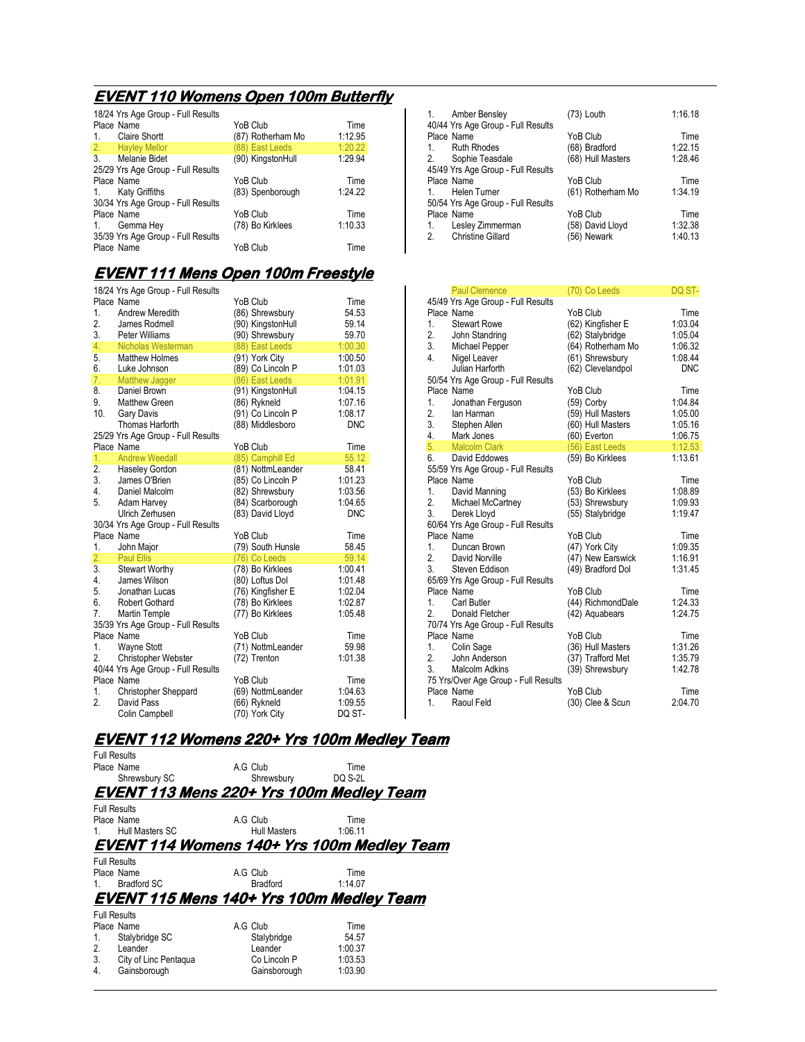## EVENT 110 Womens Open 100m Butterfly

18/24 Yrs Age Group - Full Results

| Place | Name | YoB | Club | Time |
|---|---|---|---|---|
| 1. | Claire Shortt | (87) | Rotherham Mo | 1:12.95 |
| 2. | Hayley Mellor | (88) | East Leeds | 1:20.22 |
| 3. | Melanie Bidet | (90) | KingstonHull | 1:29.94 |

25/29 Yrs Age Group - Full Results

| Place | Name | YoB | Club | Time |
|---|---|---|---|---|
| 1. | Katy Griffiths | (83) | Spenborough | 1:24.22 |

30/34 Yrs Age Group - Full Results

| Place | Name | YoB | Club | Time |
|---|---|---|---|---|
| 1. | Gemma Hey | (78) | Bo Kirklees | 1:10.33 |

35/39 Yrs Age Group - Full Results

| Place | Name | YoB | Club | Time |
|---|---|---|---|---|
| 1. | Amber Bensley | (73) | Louth | 1:16.18 |

40/44 Yrs Age Group - Full Results

| Place | Name | YoB | Club | Time |
|---|---|---|---|---|
| 1. | Ruth Rhodes | (68) | Bradford | 1:22.15 |
| 2. | Sophie Teasdale | (68) | Hull Masters | 1:28.46 |

45/49 Yrs Age Group - Full Results

| Place | Name | YoB | Club | Time |
|---|---|---|---|---|
| 1. | Helen Turner | (61) | Rotherham Mo | 1:34.19 |

50/54 Yrs Age Group - Full Results

| Place | Name | YoB | Club | Time |
|---|---|---|---|---|
| 1. | Lesley Zimmerman | (58) | David Lloyd | 1:32.38 |
| 2. | Christine Gillard | (56) | Newark | 1:40.13 |

## EVENT 111 Mens Open 100m Freestyle

18/24 Yrs Age Group - Full Results

| Place | Name | YoB | Club | Time |
|---|---|---|---|---|
| 1. | Andrew Meredith | (86) | Shrewsbury | 54.53 |
| 2. | James Rodmell | (90) | KingstonHull | 59.14 |
| 3. | Peter Williams | (90) | Shrewsbury | 59.70 |
| 4. | Nicholas Westerman | (88) | East Leeds | 1:00.30 |
| 5. | Matthew Holmes | (91) | York City | 1:00.50 |
| 6. | Luke Johnson | (89) | Co Lincoln P | 1:01.03 |
| 7. | Matthew Jagger | (86) | East Leeds | 1:01.91 |
| 8. | Daniel Brown | (91) | KingstonHull | 1:04.15 |
| 9. | Matthew Green | (86) | Rykneld | 1:07.16 |
| 10. | Gary Davis | (91) | Co Lincoln P | 1:08.17 |
| | Thomas Harforth | (88) | Middlesboro | DNC |

25/29 Yrs Age Group - Full Results

| Place | Name | YoB | Club | Time |
|---|---|---|---|---|
| 1. | Andrew Weedall | (85) | Camphill Ed | 55.12 |
| 2. | Haseley Gordon | (81) | NottmLeander | 58.41 |
| 3. | James O'Brien | (85) | Co Lincoln P | 1:01.23 |
| 4. | Daniel Malcolm | (82) | Shrewsbury | 1:03.56 |
| 5. | Adam Harvey | (84) | Scarborough | 1:04.65 |
| | Ulrich Zerhusen | (83) | David Lloyd | DNC |

30/34 Yrs Age Group - Full Results

| Place | Name | YoB | Club | Time |
|---|---|---|---|---|
| 1. | John Major | (79) | South Hunsle | 58.45 |
| 2. | Paul Ellis | (76) | Co Leeds | 59.14 |
| 3. | Stewart Worthy | (78) | Bo Kirklees | 1:00.41 |
| 4. | James Wilson | (80) | Loftus Dol | 1:01.48 |
| 5. | Jonathan Lucas | (76) | Kingfisher E | 1:02.04 |
| 6. | Robert Gothard | (78) | Bo Kirklees | 1:02.87 |
| 7. | Martin Temple | (77) | Bo Kirklees | 1:05.48 |

35/39 Yrs Age Group - Full Results

| Place | Name | YoB | Club | Time |
|---|---|---|---|---|
| 1. | Wayne Stott | (71) | NottmLeander | 59.98 |
| 2. | Christopher Webster | (72) | Trenton | 1:01.38 |

40/44 Yrs Age Group - Full Results

| Place | Name | YoB | Club | Time |
|---|---|---|---|---|
| 1. | Christopher Sheppard | (69) | NottmLeander | 1:04.63 |
| 2. | David Pass | (66) | Rykneld | 1:09.55 |
| | Colin Campbell | (70) | York City | DQ ST- |
| | Paul Clemence | (70) | Co Leeds | DQ ST- |

45/49 Yrs Age Group - Full Results

| Place | Name | YoB | Club | Time |
|---|---|---|---|---|
| 1. | Stewart Rowe | (62) | Kingfisher E | 1:03.04 |
| 2. | John Standring | (62) | Stalybridge | 1:05.04 |
| 3. | Michael Pepper | (64) | Rotherham Mo | 1:06.32 |
| 4. | Nigel Leaver | (61) | Shrewsbury | 1:08.44 |
| | Julian Harforth | (62) | Clevelandpol | DNC |

50/54 Yrs Age Group - Full Results

| Place | Name | YoB | Club | Time |
|---|---|---|---|---|
| 1. | Jonathan Ferguson | (59) | Corby | 1:04.84 |
| 2. | Ian Harman | (59) | Hull Masters | 1:05.00 |
| 3. | Stephen Allen | (60) | Hull Masters | 1:05.16 |
| 4. | Mark Jones | (60) | Everton | 1:06.75 |
| 5. | Malcolm Clark | (56) | East Leeds | 1:12.53 |
| 6. | David Eddowes | (59) | Bo Kirklees | 1:13.61 |

55/59 Yrs Age Group - Full Results

| Place | Name | YoB | Club | Time |
|---|---|---|---|---|
| 1. | David Manning | (53) | Bo Kirklees | 1:08.89 |
| 2. | Michael McCartney | (53) | Shrewsbury | 1:09.93 |
| 3. | Derek Lloyd | (55) | Stalybridge | 1:19.47 |

60/64 Yrs Age Group - Full Results

| Place | Name | YoB | Club | Time |
|---|---|---|---|---|
| 1. | Duncan Brown | (47) | York City | 1:09.35 |
| 2. | David Norville | (47) | New Earswick | 1:16.91 |
| 3. | Steven Eddison | (49) | Bradford Dol | 1:31.45 |

65/69 Yrs Age Group - Full Results

| Place | Name | YoB | Club | Time |
|---|---|---|---|---|
| 1. | Carl Butler | (44) | RichmondDale | 1:24.33 |
| 2. | Donald Fletcher | (42) | Aquabears | 1:24.75 |

70/74 Yrs Age Group - Full Results

| Place | Name | YoB | Club | Time |
|---|---|---|---|---|
| 1. | Colin Sage | (36) | Hull Masters | 1:31.26 |
| 2. | John Anderson | (37) | Trafford Met | 1:35.79 |
| 3. | Malcolm Adkins | (39) | Shrewsbury | 1:42.78 |

75 Yrs/Over Age Group - Full Results

| Place | Name | YoB | Club | Time |
|---|---|---|---|---|
| 1. | Raoul Feld | (30) | Clee & Scun | 2:04.70 |

## EVENT 112 Womens 220+ Yrs 100m Medley Team

Full Results

| Place | Name | A.G | Club | Time |
|---|---|---|---|---|
| | Shrewsbury SC | | Shrewsbury | DQ S-2L |

## EVENT 113 Mens 220+ Yrs 100m Medley Team

Full Results

| Place | Name | A.G | Club | Time |
|---|---|---|---|---|
| 1. | Hull Masters SC | | Hull Masters | 1:06.11 |

## EVENT 114 Womens 140+ Yrs 100m Medley Team

Full Results

| Place | Name | A.G | Club | Time |
|---|---|---|---|---|
| 1. | Bradford SC | | Bradford | 1:14.07 |

## EVENT 115 Mens 140+ Yrs 100m Medley Team

Full Results

| Place | Name | A.G | Club | Time |
|---|---|---|---|---|
| 1. | Stalybridge SC | | Stalybridge | 54.57 |
| 2. | Leander | | Leander | 1:00.37 |
| 3. | City of Linc Pentaqua | | Co Lincoln P | 1:03.53 |
| 4. | Gainsborough | | Gainsborough | 1:03.90 |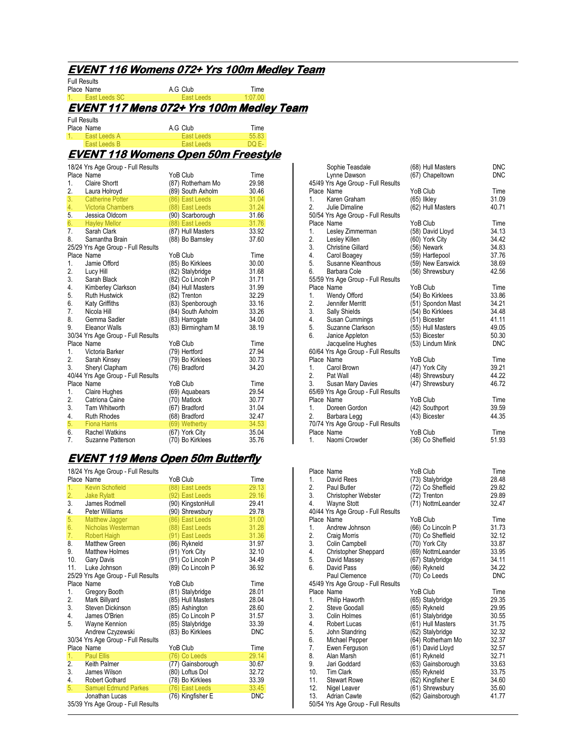## EVENT 116 Womens 072+ Yrs 100m Medley Team

Full Results

| Place | Name | A.G | Club | Time |
|---|---|---|---|---|
| 1. | East Leeds SC | | East Leeds | 1:07.00 |

## EVENT 117 Mens 072+ Yrs 100m Medley Team

Full Results

| Place | Name | A.G | Club | Time |
|---|---|---|---|---|
| 1. | East Leeds A | | East Leeds | 55.83 |
| | East Leeds B | | East Leeds | DQ E- |

## EVENT 118 Womens Open 50m Freestyle

18/24 Yrs Age Group - Full Results

| Place | Name | YoB | Club | Time |
|---|---|---|---|---|
| 1. | Claire Shortt | (87) | Rotherham Mo | 29.98 |
| 2. | Laura Holroyd | (89) | South Axholm | 30.46 |
| 3. | Catherine Potter | (86) | East Leeds | 31.04 |
| 4. | Victoria Chambers | (88) | East Leeds | 31.24 |
| 5. | Jessica Oldcorn | (90) | Scarborough | 31.66 |
| 6. | Hayley Mellor | (88) | East Leeds | 31.76 |
| 7. | Sarah Clark | (87) | Hull Masters | 33.92 |
| 8. | Samantha Brain | (88) | Bo Barnsley | 37.60 |

25/29 Yrs Age Group - Full Results

| Place | Name | YoB | Club | Time |
|---|---|---|---|---|
| 1. | Jamie Offord | (85) | Bo Kirklees | 30.00 |
| 2. | Lucy Hill | (82) | Stalybridge | 31.68 |
| 3. | Sarah Black | (82) | Co Lincoln P | 31.71 |
| 4. | Kimberley Clarkson | (84) | Hull Masters | 31.99 |
| 5. | Ruth Hustwick | (82) | Trenton | 32.29 |
| 6. | Katy Griffiths | (83) | Spenborough | 33.16 |
| 7. | Nicola Hill | (84) | South Axholm | 33.26 |
| 8. | Gemma Sadler | (83) | Harrogate | 34.00 |
| 9. | Eleanor Walls | (83) | Birmingham M | 38.19 |

30/34 Yrs Age Group - Full Results

| Place | Name | YoB | Club | Time |
|---|---|---|---|---|
| 1. | Victoria Barker | (79) | Hertford | 27.94 |
| 2. | Sarah Kinsey | (79) | Bo Kirklees | 30.73 |
| 3. | Sheryl Clapham | (76) | Bradford | 34.20 |

40/44 Yrs Age Group - Full Results

| Place | Name | YoB | Club | Time |
|---|---|---|---|---|
| 1. | Claire Hughes | (69) | Aquabears | 29.54 |
| 2. | Catriona Caine | (70) | Matlock | 30.77 |
| 3. | Tam Whitworth | (67) | Bradford | 31.04 |
| 4. | Ruth Rhodes | (68) | Bradford | 32.47 |
| 5. | Fiona Harris | (69) | Wetherby | 34.53 |
| 6. | Rachel Watkins | (67) | York City | 35.04 |
| 7. | Suzanne Patterson | (70) | Bo Kirklees | 35.76 |
| | Sophie Teasdale | (68) | Hull Masters | DNC |
| | Lynne Dawson | (67) | Chapeltown | DNC |

45/49 Yrs Age Group - Full Results

| Place | Name | YoB | Club | Time |
|---|---|---|---|---|
| 1. | Karen Graham | (65) | Ilkley | 31.09 |
| 2. | Julie Dimaline | (62) | Hull Masters | 40.71 |

50/54 Yrs Age Group - Full Results

| Place | Name | YoB | Club | Time |
|---|---|---|---|---|
| 1. | Lesley Zimmerman | (58) | David Lloyd | 34.13 |
| 2. | Lesley Killen | (60) | York City | 34.42 |
| 3. | Christine Gillard | (56) | Newark | 34.83 |
| 4. | Carol Boagey | (59) | Hartlepool | 37.76 |
| 5. | Susanne Kleanthous | (59) | New Earswick | 38.69 |
| 6. | Barbara Cole | (56) | Shrewsbury | 42.56 |

55/59 Yrs Age Group - Full Results

| Place | Name | YoB | Club | Time |
|---|---|---|---|---|
| 1. | Wendy Offord | (54) | Bo Kirklees | 33.86 |
| 2. | Jennifer Merritt | (51) | Spondon Mast | 34.21 |
| 3. | Sally Shields | (54) | Bo Kirklees | 34.48 |
| 4. | Susan Cummings | (51) | Bicester | 41.11 |
| 5. | Suzanne Clarkson | (55) | Hull Masters | 49.05 |
| 6. | Janice Appleton | (53) | Bicester | 50.30 |
| | Jacqueline Hughes | (53) | Lindum Mink | DNC |

60/64 Yrs Age Group - Full Results

| Place | Name | YoB | Club | Time |
|---|---|---|---|---|
| 1. | Carol Brown | (47) | York City | 39.21 |
| 2. | Pat Wall | (48) | Shrewsbury | 44.22 |
| 3. | Susan Mary Davies | (47) | Shrewsbury | 46.72 |

65/69 Yrs Age Group - Full Results

| Place | Name | YoB | Club | Time |
|---|---|---|---|---|
| 1. | Doreen Gordon | (42) | Southport | 39.59 |
| 2. | Barbara Legg | (43) | Bicester | 44.35 |

70/74 Yrs Age Group - Full Results

| Place | Name | YoB | Club | Time |
|---|---|---|---|---|
| 1. | Naomi Crowder | (36) | Co Sheffield | 51.93 |

## EVENT 119 Mens Open 50m Butterfly

18/24 Yrs Age Group - Full Results

| Place | Name | YoB | Club | Time |
|---|---|---|---|---|
| 1. | Kevin Schofield | (88) | East Leeds | 29.13 |
| 2. | Jake Rylatt | (92) | East Leeds | 29.16 |
| 3. | James Rodmell | (90) | KingstonHull | 29.41 |
| 4. | Peter Williams | (90) | Shrewsbury | 29.78 |
| 5. | Matthew Jagger | (86) | East Leeds | 31.00 |
| 6. | Nicholas Westerman | (88) | East Leeds | 31.28 |
| 7. | Robert Haigh | (91) | East Leeds | 31.36 |
| 8. | Matthew Green | (86) | Rykneld | 31.97 |
| 9. | Matthew Holmes | (91) | York City | 32.10 |
| 10. | Gary Davis | (91) | Co Lincoln P | 34.49 |
| 11. | Luke Johnson | (89) | Co Lincoln P | 36.92 |

25/29 Yrs Age Group - Full Results

| Place | Name | YoB | Club | Time |
|---|---|---|---|---|
| 1. | Gregory Booth | (81) | Stalybridge | 28.01 |
| 2. | Mark Billyard | (85) | Hull Masters | 28.04 |
| 3. | Steven Dickinson | (85) | Ashington | 28.60 |
| 4. | James O'Brien | (85) | Co Lincoln P | 31.57 |
| 5. | Wayne Kennion | (85) | Stalybridge | 33.39 |
| | Andrew Czyzewski | (83) | Bo Kirklees | DNC |

30/34 Yrs Age Group - Full Results

| Place | Name | YoB | Club | Time |
|---|---|---|---|---|
| 1. | Paul Ellis | (76) | Co Leeds | 29.14 |
| 2. | Keith Palmer | (77) | Gainsborough | 30.67 |
| 3. | James Wilson | (80) | Loftus Dol | 32.72 |
| 4. | Robert Gothard | (78) | Bo Kirklees | 33.39 |
| 5. | Samuel Edmund Parkes | (76) | East Leeds | 33.45 |
| | Jonathan Lucas | (76) | Kingfisher E | DNC |

35/39 Yrs Age Group - Full Results

| Place | Name | YoB | Club | Time |
|---|---|---|---|---|
| 1. | David Rees | (73) | Stalybridge | 28.48 |
| 2. | Paul Butler | (72) | Co Sheffield | 29.82 |
| 3. | Christopher Webster | (72) | Trenton | 29.89 |
| 4. | Wayne Stott | (71) | NottmLeander | 32.47 |

40/44 Yrs Age Group - Full Results

| Place | Name | YoB | Club | Time |
|---|---|---|---|---|
| 1. | Andrew Johnson | (66) | Co Lincoln P | 31.73 |
| 2. | Craig Morris | (70) | Co Sheffield | 32.12 |
| 3. | Colin Campbell | (70) | York City | 33.87 |
| 4. | Christopher Sheppard | (69) | NottmLeander | 33.95 |
| 5. | David Massey | (67) | Stalybridge | 34.11 |
| 6. | David Pass | (66) | Rykneld | 34.22 |
| | Paul Clemence | (70) | Co Leeds | DNC |

45/49 Yrs Age Group - Full Results

| Place | Name | YoB | Club | Time |
|---|---|---|---|---|
| 1. | Philip Haworth | (65) | Stalybridge | 29.35 |
| 2. | Steve Goodall | (65) | Rykneld | 29.95 |
| 3. | Colin Holmes | (61) | Stalybridge | 30.55 |
| 4. | Robert Lucas | (61) | Hull Masters | 31.75 |
| 5. | John Standring | (62) | Stalybridge | 32.32 |
| 6. | Michael Pepper | (64) | Rotherham Mo | 32.37 |
| 7. | Ewen Ferguson | (61) | David Lloyd | 32.57 |
| 8. | Alan Marsh | (61) | Rykneld | 32.71 |
| 9. | Jari Goddard | (63) | Gainsborough | 33.63 |
| 10. | Tim Clark | (65) | Rykneld | 33.75 |
| 11. | Stewart Rowe | (62) | Kingfisher E | 34.60 |
| 12. | Nigel Leaver | (61) | Shrewsbury | 35.60 |
| 13. | Adrian Cawte | (62) | Gainsborough | 41.77 |

50/54 Yrs Age Group - Full Results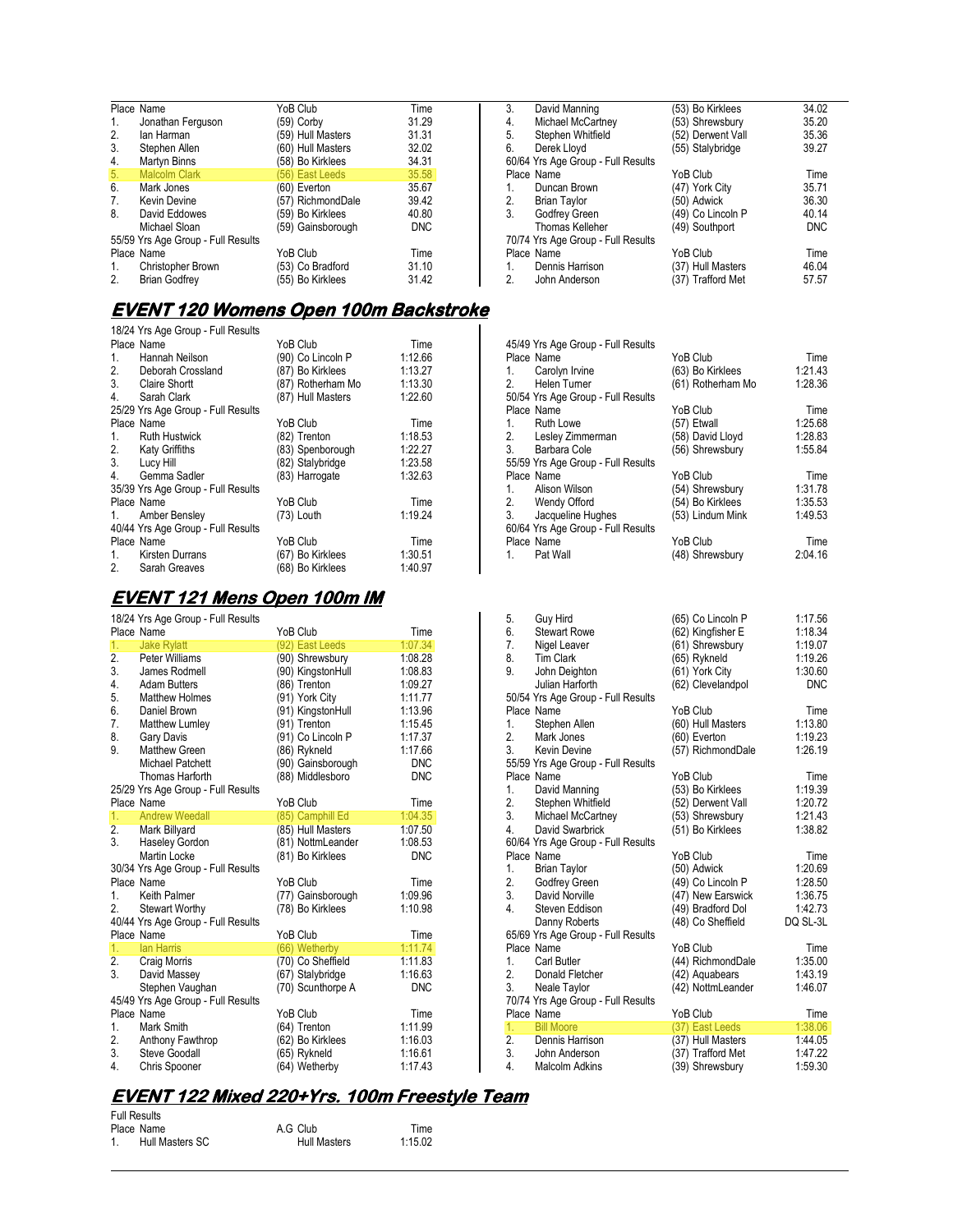| Place | Name | YoB | Club | Time |
|---|---|---|---|---|
| 1. | Jonathan Ferguson | (59) | Corby | 31.29 |
| 2. | Ian Harman | (59) | Hull Masters | 31.31 |
| 3. | Stephen Allen | (60) | Hull Masters | 32.02 |
| 4. | Martyn Binns | (58) | Bo Kirklees | 34.31 |
| 5. | Malcolm Clark | (56) | East Leeds | 35.58 |
| 6. | Mark Jones | (60) | Everton | 35.67 |
| 7. | Kevin Devine | (57) | RichmondDale | 39.42 |
| 8. | David Eddowes | (59) | Bo Kirklees | 40.80 |
| | Michael Sloan | (59) | Gainsborough | DNC |

55/59 Yrs Age Group - Full Results

| Place | Name | YoB | Club | Time |
|---|---|---|---|---|
| 1. | Christopher Brown | (53) | Co Bradford | 31.10 |
| 2. | Brian Godfrey | (55) | Bo Kirklees | 31.42 |
| 3. | David Manning | (53) | Bo Kirklees | 34.02 |
| 4. | Michael McCartney | (53) | Shrewsbury | 35.20 |
| 5. | Stephen Whitfield | (52) | Derwent Vall | 35.36 |
| 6. | Derek Lloyd | (55) | Stalybridge | 39.27 |

60/64 Yrs Age Group - Full Results

| Place | Name | YoB | Club | Time |
|---|---|---|---|---|
| 1. | Duncan Brown | (47) | York City | 35.71 |
| 2. | Brian Taylor | (50) | Adwick | 36.30 |
| 3. | Godfrey Green | (49) | Co Lincoln P | 40.14 |
| | Thomas Kelleher | (49) | Southport | DNC |

70/74 Yrs Age Group - Full Results

| Place | Name | YoB | Club | Time |
|---|---|---|---|---|
| 1. | Dennis Harrison | (37) | Hull Masters | 46.04 |
| 2. | John Anderson | (37) | Trafford Met | 57.57 |

## EVENT 120 Womens Open 100m Backstroke

18/24 Yrs Age Group - Full Results

| Place | Name | YoB | Club | Time |
|---|---|---|---|---|
| 1. | Hannah Neilson | (90) | Co Lincoln P | 1:12.66 |
| 2. | Deborah Crossland | (87) | Bo Kirklees | 1:13.27 |
| 3. | Claire Shortt | (87) | Rotherham Mo | 1:13.30 |
| 4. | Sarah Clark | (87) | Hull Masters | 1:22.60 |

25/29 Yrs Age Group - Full Results

| Place | Name | YoB | Club | Time |
|---|---|---|---|---|
| 1. | Ruth Hustwick | (82) | Trenton | 1:18.53 |
| 2. | Katy Griffiths | (83) | Spenborough | 1:22.27 |
| 3. | Lucy Hill | (82) | Stalybridge | 1:23.58 |
| 4. | Gemma Sadler | (83) | Harrogate | 1:32.63 |

35/39 Yrs Age Group - Full Results

| Place | Name | YoB | Club | Time |
|---|---|---|---|---|
| 1. | Amber Bensley | (73) | Louth | 1:19.24 |

40/44 Yrs Age Group - Full Results

| Place | Name | YoB | Club | Time |
|---|---|---|---|---|
| 1. | Kirsten Durrans | (67) | Bo Kirklees | 1:30.51 |
| 2. | Sarah Greaves | (68) | Bo Kirklees | 1:40.97 |

45/49 Yrs Age Group - Full Results

| Place | Name | YoB | Club | Time |
|---|---|---|---|---|
| 1. | Carolyn Irvine | (63) | Bo Kirklees | 1:21.43 |
| 2. | Helen Turner | (61) | Rotherham Mo | 1:28.36 |

50/54 Yrs Age Group - Full Results

| Place | Name | YoB | Club | Time |
|---|---|---|---|---|
| 1. | Ruth Lowe | (57) | Etwall | 1:25.68 |
| 2. | Lesley Zimmerman | (58) | David Lloyd | 1:28.83 |
| 3. | Barbara Cole | (56) | Shrewsbury | 1:55.84 |

55/59 Yrs Age Group - Full Results

| Place | Name | YoB | Club | Time |
|---|---|---|---|---|
| 1. | Alison Wilson | (54) | Shrewsbury | 1:31.78 |
| 2. | Wendy Offord | (54) | Bo Kirklees | 1:35.53 |
| 3. | Jacqueline Hughes | (53) | Lindum Mink | 1:49.53 |

60/64 Yrs Age Group - Full Results

| Place | Name | YoB | Club | Time |
|---|---|---|---|---|
| 1. | Pat Wall | (48) | Shrewsbury | 2:04.16 |

## EVENT 121 Mens Open 100m IM

18/24 Yrs Age Group - Full Results

| Place | Name | YoB | Club | Time |
|---|---|---|---|---|
| 1. | Jake Rylatt | (92) | East Leeds | 1:07.34 |
| 2. | Peter Williams | (90) | Shrewsbury | 1:08.28 |
| 3. | James Rodmell | (90) | KingstonHull | 1:08.83 |
| 4. | Adam Butters | (86) | Trenton | 1:09.27 |
| 5. | Matthew Holmes | (91) | York City | 1:11.77 |
| 6. | Daniel Brown | (91) | KingstonHull | 1:13.96 |
| 7. | Matthew Lumley | (91) | Trenton | 1:15.45 |
| 8. | Gary Davis | (91) | Co Lincoln P | 1:17.37 |
| 9. | Matthew Green | (86) | Rykneld | 1:17.66 |
| | Michael Patchett | (90) | Gainsborough | DNC |
| | Thomas Harforth | (88) | Middlesboro | DNC |

25/29 Yrs Age Group - Full Results

| Place | Name | YoB | Club | Time |
|---|---|---|---|---|
| 1. | Andrew Weedall | (85) | Camphill Ed | 1:04.35 |
| 2. | Mark Billyard | (85) | Hull Masters | 1:07.50 |
| 3. | Haseley Gordon | (81) | NottmLeander | 1:08.53 |
| | Martin Locke | (81) | Bo Kirklees | DNC |

30/34 Yrs Age Group - Full Results

| Place | Name | YoB | Club | Time |
|---|---|---|---|---|
| 1. | Keith Palmer | (77) | Gainsborough | 1:09.96 |
| 2. | Stewart Worthy | (78) | Bo Kirklees | 1:10.98 |

40/44 Yrs Age Group - Full Results

| Place | Name | YoB | Club | Time |
|---|---|---|---|---|
| 1. | Ian Harris | (66) | Wetherby | 1:11.74 |
| 2. | Craig Morris | (70) | Co Sheffield | 1:11.83 |
| 3. | David Massey | (67) | Stalybridge | 1:16.63 |
| | Stephen Vaughan | (70) | Scunthorpe A | DNC |

45/49 Yrs Age Group - Full Results

| Place | Name | YoB | Club | Time |
|---|---|---|---|---|
| 1. | Mark Smith | (64) | Trenton | 1:11.99 |
| 2. | Anthony Fawthrop | (62) | Bo Kirklees | 1:16.03 |
| 3. | Steve Goodall | (65) | Rykneld | 1:16.61 |
| 4. | Chris Spooner | (64) | Wetherby | 1:17.43 |
| 5. | Guy Hird | (65) | Co Lincoln P | 1:17.56 |
| 6. | Stewart Rowe | (62) | Kingfisher E | 1:18.34 |
| 7. | Nigel Leaver | (61) | Shrewsbury | 1:19.07 |
| 8. | Tim Clark | (65) | Rykneld | 1:19.26 |
| 9. | John Deighton | (61) | York City | 1:30.60 |
| | Julian Harforth | (62) | Clevelandpol | DNC |

50/54 Yrs Age Group - Full Results

| Place | Name | YoB | Club | Time |
|---|---|---|---|---|
| 1. | Stephen Allen | (60) | Hull Masters | 1:13.80 |
| 2. | Mark Jones | (60) | Everton | 1:19.23 |
| 3. | Kevin Devine | (57) | RichmondDale | 1:26.19 |

55/59 Yrs Age Group - Full Results

| Place | Name | YoB | Club | Time |
|---|---|---|---|---|
| 1. | David Manning | (53) | Bo Kirklees | 1:19.39 |
| 2. | Stephen Whitfield | (52) | Derwent Vall | 1:20.72 |
| 3. | Michael McCartney | (53) | Shrewsbury | 1:21.43 |
| 4. | David Swarbrick | (51) | Bo Kirklees | 1:38.82 |

60/64 Yrs Age Group - Full Results

| Place | Name | YoB | Club | Time |
|---|---|---|---|---|
| 1. | Brian Taylor | (50) | Adwick | 1:20.69 |
| 2. | Godfrey Green | (49) | Co Lincoln P | 1:28.50 |
| 3. | David Norville | (47) | New Earswick | 1:36.75 |
| 4. | Steven Eddison | (49) | Bradford Dol | 1:42.73 |
| | Danny Roberts | (48) | Co Sheffield | DQ SL-3L |

65/69 Yrs Age Group - Full Results

| Place | Name | YoB | Club | Time |
|---|---|---|---|---|
| 1. | Carl Butler | (44) | RichmondDale | 1:35.00 |
| 2. | Donald Fletcher | (42) | Aquabears | 1:43.19 |
| 3. | Neale Taylor | (42) | NottmLeander | 1:46.07 |

70/74 Yrs Age Group - Full Results

| Place | Name | YoB | Club | Time |
|---|---|---|---|---|
| 1. | Bill Moore | (37) | East Leeds | 1:38.06 |
| 2. | Dennis Harrison | (37) | Hull Masters | 1:44.05 |
| 3. | John Anderson | (37) | Trafford Met | 1:47.22 |
| 4. | Malcolm Adkins | (39) | Shrewsbury | 1:59.30 |

## EVENT 122 Mixed 220+Yrs. 100m Freestyle Team

Full Results

| Place | Name | A.G | Club | Time |
|---|---|---|---|---|
| 1. | Hull Masters SC | | Hull Masters | 1:15.02 |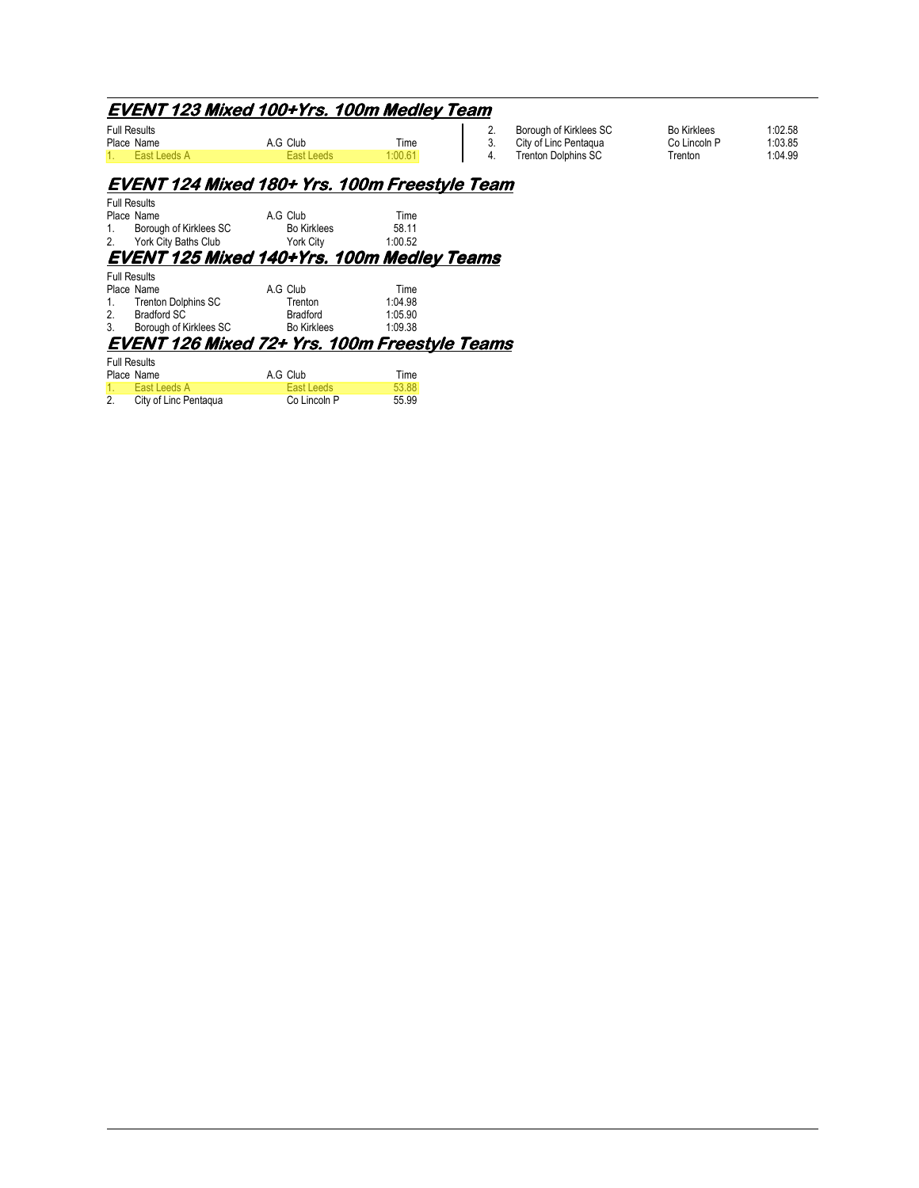## EVENT 123 Mixed 100+Yrs. 100m Medley Team

Full Results

| Place | Name | A.G | Club | Time |
|---|---|---|---|---|
| 1. | East Leeds A | | East Leeds | 1:00.61 |
| 2. | Borough of Kirklees SC | | Bo Kirklees | 1:02.58 |
| 3. | City of Linc Pentaqua | | Co Lincoln P | 1:03.85 |
| 4. | Trenton Dolphins SC | | Trenton | 1:04.99 |

## EVENT 124 Mixed 180+ Yrs. 100m Freestyle Team

Full Results

| Place | Name | A.G | Club | Time |
|---|---|---|---|---|
| 1. | Borough of Kirklees SC | | Bo Kirklees | 58.11 |
| 2. | York City Baths Club | | York City | 1:00.52 |

## EVENT 125 Mixed 140+Yrs. 100m Medley Teams

Full Results

| Place | Name | A.G | Club | Time |
|---|---|---|---|---|
| 1. | Trenton Dolphins SC | | Trenton | 1:04.98 |
| 2. | Bradford SC | | Bradford | 1:05.90 |
| 3. | Borough of Kirklees SC | | Bo Kirklees | 1:09.38 |

## EVENT 126 Mixed 72+ Yrs. 100m Freestyle Teams

Full Results

| Place | Name | A.G | Club | Time |
|---|---|---|---|---|
| 1. | East Leeds A | | East Leeds | 53.88 |
| 2. | City of Linc Pentaqua | | Co Lincoln P | 55.99 |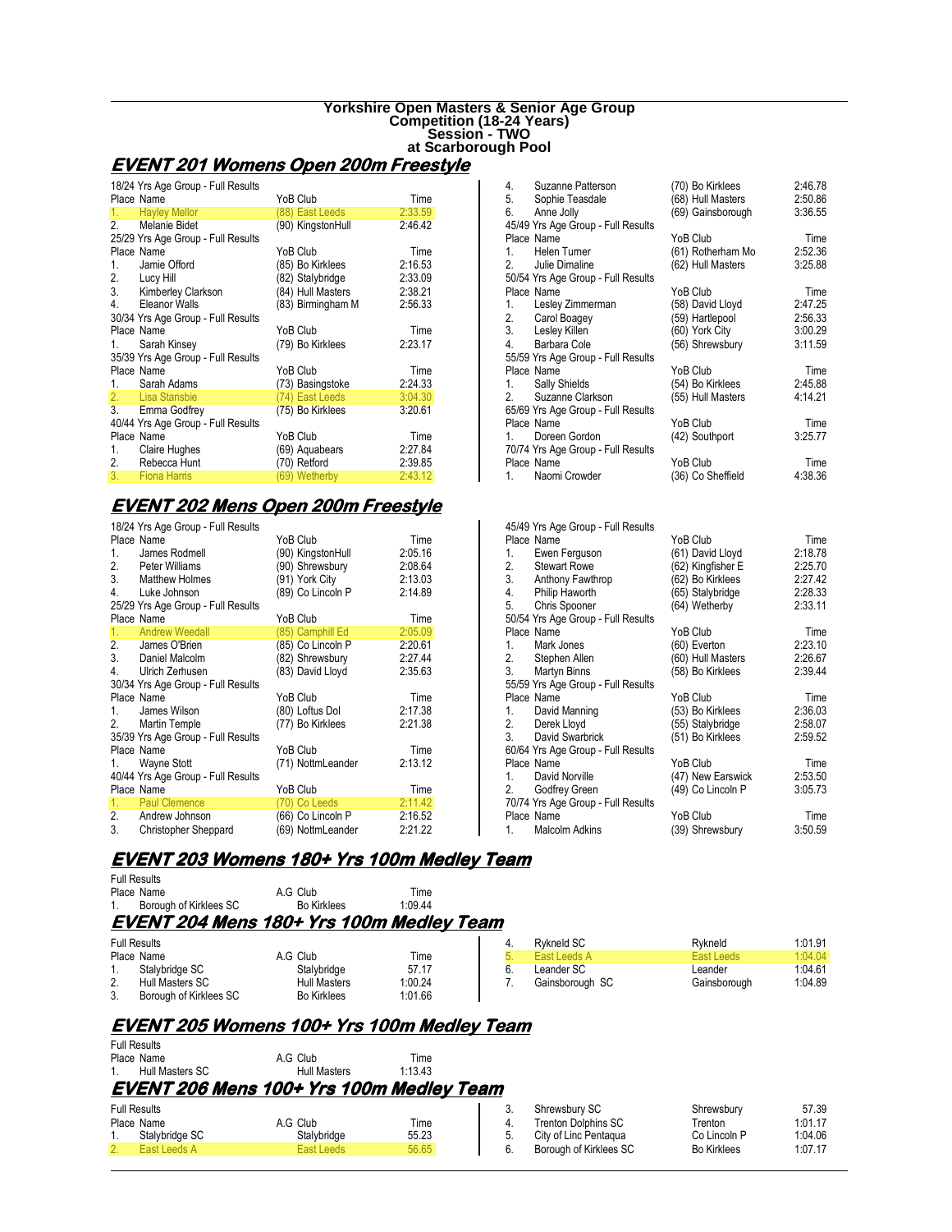**Yorkshire Open Masters & Senior Age Group Competition (18-24 Years)**
**Session - TWO**
**at Scarborough Pool**

## EVENT 201 Womens Open 200m Freestyle

18/24 Yrs Age Group - Full Results

| Place | Name | YoB | Club | Time |
|---|---|---|---|---|
| 1. | Hayley Mellor | (88) | East Leeds | 2:33.59 |
| 2. | Melanie Bidet | (90) | KingstonHull | 2:46.42 |

25/29 Yrs Age Group - Full Results

| Place | Name | YoB | Club | Time |
|---|---|---|---|---|
| 1. | Jamie Offord | (85) | Bo Kirklees | 2:16.53 |
| 2. | Lucy Hill | (82) | Stalybridge | 2:33.09 |
| 3. | Kimberley Clarkson | (84) | Hull Masters | 2:38.21 |
| 4. | Eleanor Walls | (83) | Birmingham M | 2:56.33 |

30/34 Yrs Age Group - Full Results

| Place | Name | YoB | Club | Time |
|---|---|---|---|---|
| 1. | Sarah Kinsey | (79) | Bo Kirklees | 2:23.17 |

35/39 Yrs Age Group - Full Results

| Place | Name | YoB | Club | Time |
|---|---|---|---|---|
| 1. | Sarah Adams | (73) | Basingstoke | 2:24.33 |
| 2. | Lisa Stansbie | (74) | East Leeds | 3:04.30 |
| 3. | Emma Godfrey | (75) | Bo Kirklees | 3:20.61 |

40/44 Yrs Age Group - Full Results

| Place | Name | YoB | Club | Time |
|---|---|---|---|---|
| 1. | Claire Hughes | (69) | Aquabears | 2:27.84 |
| 2. | Rebecca Hunt | (70) | Retford | 2:39.85 |
| 3. | Fiona Harris | (69) | Wetherby | 2:43.12 |
| 4. | Suzanne Patterson | (70) | Bo Kirklees | 2:46.78 |
| 5. | Sophie Teasdale | (68) | Hull Masters | 2:50.86 |
| 6. | Anne Jolly | (69) | Gainsborough | 3:36.55 |

45/49 Yrs Age Group - Full Results

| Place | Name | YoB | Club | Time |
|---|---|---|---|---|
| 1. | Helen Turner | (61) | Rotherham Mo | 2:52.36 |
| 2. | Julie Dimaline | (62) | Hull Masters | 3:25.88 |

50/54 Yrs Age Group - Full Results

| Place | Name | YoB | Club | Time |
|---|---|---|---|---|
| 1. | Lesley Zimmerman | (58) | David Lloyd | 2:47.25 |
| 2. | Carol Boagey | (59) | Hartlepool | 2:56.33 |
| 3. | Lesley Killen | (60) | York City | 3:00.29 |
| 4. | Barbara Cole | (56) | Shrewsbury | 3:11.59 |

55/59 Yrs Age Group - Full Results

| Place | Name | YoB | Club | Time |
|---|---|---|---|---|
| 1. | Sally Shields | (54) | Bo Kirklees | 2:45.88 |
| 2. | Suzanne Clarkson | (55) | Hull Masters | 4:14.21 |

65/69 Yrs Age Group - Full Results

| Place | Name | YoB | Club | Time |
|---|---|---|---|---|
| 1. | Doreen Gordon | (42) | Southport | 3:25.77 |

70/74 Yrs Age Group - Full Results

| Place | Name | YoB | Club | Time |
|---|---|---|---|---|
| 1. | Naomi Crowder | (36) | Co Sheffield | 4:38.36 |

## EVENT 202 Mens Open 200m Freestyle

18/24 Yrs Age Group - Full Results

| Place | Name | YoB | Club | Time |
|---|---|---|---|---|
| 1. | James Rodmell | (90) | KingstonHull | 2:05.16 |
| 2. | Peter Williams | (90) | Shrewsbury | 2:08.64 |
| 3. | Matthew Holmes | (91) | York City | 2:13.03 |
| 4. | Luke Johnson | (89) | Co Lincoln P | 2:14.89 |

25/29 Yrs Age Group - Full Results

| Place | Name | YoB | Club | Time |
|---|---|---|---|---|
| 1. | Andrew Weedall | (85) | Camphill Ed | 2:05.09 |
| 2. | James O'Brien | (85) | Co Lincoln P | 2:20.61 |
| 3. | Daniel Malcolm | (82) | Shrewsbury | 2:27.44 |
| 4. | Ulrich Zerhusen | (83) | David Lloyd | 2:35.63 |

30/34 Yrs Age Group - Full Results

| Place | Name | YoB | Club | Time |
|---|---|---|---|---|
| 1. | James Wilson | (80) | Loftus Dol | 2:17.38 |
| 2. | Martin Temple | (77) | Bo Kirklees | 2:21.38 |

35/39 Yrs Age Group - Full Results

| Place | Name | YoB | Club | Time |
|---|---|---|---|---|
| 1. | Wayne Stott | (71) | NottmLeander | 2:13.12 |

40/44 Yrs Age Group - Full Results

| Place | Name | YoB | Club | Time |
|---|---|---|---|---|
| 1. | Paul Clemence | (70) | Co Leeds | 2:11.42 |
| 2. | Andrew Johnson | (66) | Co Lincoln P | 2:16.52 |
| 3. | Christopher Sheppard | (69) | NottmLeander | 2:21.22 |

45/49 Yrs Age Group - Full Results

| Place | Name | YoB | Club | Time |
|---|---|---|---|---|
| 1. | Ewen Ferguson | (61) | David Lloyd | 2:18.78 |
| 2. | Stewart Rowe | (62) | Kingfisher E | 2:25.70 |
| 3. | Anthony Fawthrop | (62) | Bo Kirklees | 2:27.42 |
| 4. | Philip Haworth | (65) | Stalybridge | 2:28.33 |
| 5. | Chris Spooner | (64) | Wetherby | 2:33.11 |

50/54 Yrs Age Group - Full Results

| Place | Name | YoB | Club | Time |
|---|---|---|---|---|
| 1. | Mark Jones | (60) | Everton | 2:23.10 |
| 2. | Stephen Allen | (60) | Hull Masters | 2:26.67 |
| 3. | Martyn Binns | (58) | Bo Kirklees | 2:39.44 |

55/59 Yrs Age Group - Full Results

| Place | Name | YoB | Club | Time |
|---|---|---|---|---|
| 1. | David Manning | (53) | Bo Kirklees | 2:36.03 |
| 2. | Derek Lloyd | (55) | Stalybridge | 2:58.07 |
| 3. | David Swarbrick | (51) | Bo Kirklees | 2:59.52 |

60/64 Yrs Age Group - Full Results

| Place | Name | YoB | Club | Time |
|---|---|---|---|---|
| 1. | David Norville | (47) | New Earswick | 2:53.50 |
| 2. | Godfrey Green | (49) | Co Lincoln P | 3:05.73 |

70/74 Yrs Age Group - Full Results

| Place | Name | YoB | Club | Time |
|---|---|---|---|---|
| 1. | Malcolm Adkins | (39) | Shrewsbury | 3:50.59 |

## EVENT 203 Womens 180+ Yrs 100m Medley Team

Full Results

| Place | Name | A.G | Club | Time |
|---|---|---|---|---|
| 1. | Borough of Kirklees SC | | Bo Kirklees | 1:09.44 |

## EVENT 204 Mens 180+ Yrs 100m Medley Team

Full Results

| Place | Name | A.G | Club | Time |
|---|---|---|---|---|
| 1. | Stalybridge SC | | Stalybridge | 57.17 |
| 2. | Hull Masters SC | | Hull Masters | 1:00.24 |
| 3. | Borough of Kirklees SC | | Bo Kirklees | 1:01.66 |
| 4. | Rykneld SC | | Rykneld | 1:01.91 |
| 5. | East Leeds A | | East Leeds | 1:04.04 |
| 6. | Leander SC | | Leander | 1:04.61 |
| 7. | Gainsborough SC | | Gainsborough | 1:04.89 |

## EVENT 205 Womens 100+ Yrs 100m Medley Team

Full Results

| Place | Name | A.G | Club | Time |
|---|---|---|---|---|
| 1. | Hull Masters SC | | Hull Masters | 1:13.43 |

## EVENT 206 Mens 100+ Yrs 100m Medley Team

Full Results

| Place | Name | A.G | Club | Time |
|---|---|---|---|---|
| 1. | Stalybridge SC | | Stalybridge | 55.23 |
| 2. | East Leeds A | | East Leeds | 56.65 |
| 3. | Shrewsbury SC | | Shrewsbury | 57.39 |
| 4. | Trenton Dolphins SC | | Trenton | 1:01.17 |
| 5. | City of Linc Pentaqua | | Co Lincoln P | 1:04.06 |
| 6. | Borough of Kirklees SC | | Bo Kirklees | 1:07.17 |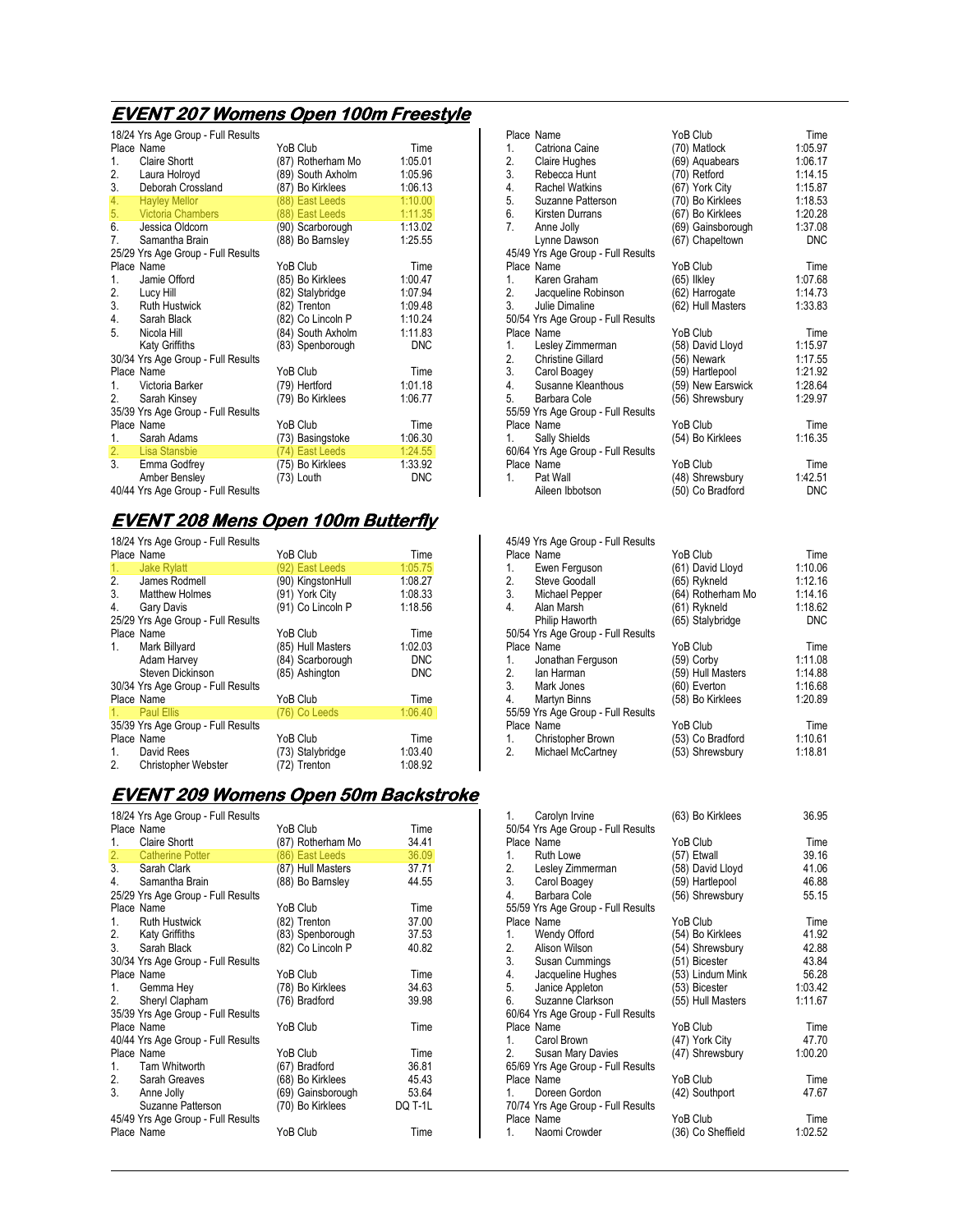## EVENT 207 Womens Open 100m Freestyle

18/24 Yrs Age Group - Full Results

| Place | Name | YoB | Club | Time |
|---|---|---|---|---|
| 1. | Claire Shortt | (87) | Rotherham Mo | 1:05.01 |
| 2. | Laura Holroyd | (89) | South Axholm | 1:05.96 |
| 3. | Deborah Crossland | (87) | Bo Kirklees | 1:06.13 |
| 4. | Hayley Mellor | (88) | East Leeds | 1:10.00 |
| 5. | Victoria Chambers | (88) | East Leeds | 1:11.35 |
| 6. | Jessica Oldcorn | (90) | Scarborough | 1:13.02 |
| 7. | Samantha Brain | (88) | Bo Barnsley | 1:25.55 |

25/29 Yrs Age Group - Full Results

| Place | Name | YoB | Club | Time |
|---|---|---|---|---|
| 1. | Jamie Offord | (85) | Bo Kirklees | 1:00.47 |
| 2. | Lucy Hill | (82) | Stalybridge | 1:07.94 |
| 3. | Ruth Hustwick | (82) | Trenton | 1:09.48 |
| 4. | Sarah Black | (82) | Co Lincoln P | 1:10.24 |
| 5. | Nicola Hill | (84) | South Axholm | 1:11.83 |
| | Katy Griffiths | (83) | Spenborough | DNC |

30/34 Yrs Age Group - Full Results

| Place | Name | YoB | Club | Time |
|---|---|---|---|---|
| 1. | Victoria Barker | (79) | Hertford | 1:01.18 |
| 2. | Sarah Kinsey | (79) | Bo Kirklees | 1:06.77 |

35/39 Yrs Age Group - Full Results

| Place | Name | YoB | Club | Time |
|---|---|---|---|---|
| 1. | Sarah Adams | (73) | Basingstoke | 1:06.30 |
| 2. | Lisa Stansbie | (74) | East Leeds | 1:24.55 |
| 3. | Emma Godfrey | (75) | Bo Kirklees | 1:33.92 |
| | Amber Bensley | (73) | Louth | DNC |

40/44 Yrs Age Group - Full Results

| Place | Name | YoB | Club | Time |
|---|---|---|---|---|
| 1. | Catriona Caine | (70) | Matlock | 1:05.97 |
| 2. | Claire Hughes | (69) | Aquabears | 1:06.17 |
| 3. | Rebecca Hunt | (70) | Retford | 1:14.15 |
| 4. | Rachel Watkins | (67) | York City | 1:15.87 |
| 5. | Suzanne Patterson | (70) | Bo Kirklees | 1:18.53 |
| 6. | Kirsten Durrans | (67) | Bo Kirklees | 1:20.28 |
| 7. | Anne Jolly | (69) | Gainsborough | 1:37.08 |
| | Lynne Dawson | (67) | Chapeltown | DNC |

45/49 Yrs Age Group - Full Results

| Place | Name | YoB | Club | Time |
|---|---|---|---|---|
| 1. | Karen Graham | (65) | Ilkley | 1:07.68 |
| 2. | Jacqueline Robinson | (62) | Harrogate | 1:14.73 |
| 3. | Julie Dimaline | (62) | Hull Masters | 1:33.83 |

50/54 Yrs Age Group - Full Results

| Place | Name | YoB | Club | Time |
|---|---|---|---|---|
| 1. | Lesley Zimmerman | (58) | David Lloyd | 1:15.97 |
| 2. | Christine Gillard | (56) | Newark | 1:17.55 |
| 3. | Carol Boagey | (59) | Hartlepool | 1:21.92 |
| 4. | Susanne Kleanthous | (59) | New Earswick | 1:28.64 |
| 5. | Barbara Cole | (56) | Shrewsbury | 1:29.97 |

55/59 Yrs Age Group - Full Results

| Place | Name | YoB | Club | Time |
|---|---|---|---|---|
| 1. | Sally Shields | (54) | Bo Kirklees | 1:16.35 |

60/64 Yrs Age Group - Full Results

| Place | Name | YoB | Club | Time |
|---|---|---|---|---|
| 1. | Pat Wall | (48) | Shrewsbury | 1:42.51 |
| | Aileen Ibbotson | (50) | Co Bradford | DNC |

## EVENT 208 Mens Open 100m Butterfly

18/24 Yrs Age Group - Full Results

| Place | Name | YoB | Club | Time |
|---|---|---|---|---|
| 1. | Jake Rylatt | (92) | East Leeds | 1:05.75 |
| 2. | James Rodmell | (90) | KingstonHull | 1:08.27 |
| 3. | Matthew Holmes | (91) | York City | 1:08.33 |
| 4. | Gary Davis | (91) | Co Lincoln P | 1:18.56 |

25/29 Yrs Age Group - Full Results

| Place | Name | YoB | Club | Time |
|---|---|---|---|---|
| 1. | Mark Billyard | (85) | Hull Masters | 1:02.03 |
| | Adam Harvey | (84) | Scarborough | DNC |
| | Steven Dickinson | (85) | Ashington | DNC |

30/34 Yrs Age Group - Full Results

| Place | Name | YoB | Club | Time |
|---|---|---|---|---|
| 1. | Paul Ellis | (76) | Co Leeds | 1:06.40 |

35/39 Yrs Age Group - Full Results

| Place | Name | YoB | Club | Time |
|---|---|---|---|---|
| 1. | David Rees | (73) | Stalybridge | 1:03.40 |
| 2. | Christopher Webster | (72) | Trenton | 1:08.92 |

45/49 Yrs Age Group - Full Results

| Place | Name | YoB | Club | Time |
|---|---|---|---|---|
| 1. | Ewen Ferguson | (61) | David Lloyd | 1:10.06 |
| 2. | Steve Goodall | (65) | Rykneld | 1:12.16 |
| 3. | Michael Pepper | (64) | Rotherham Mo | 1:14.16 |
| 4. | Alan Marsh | (61) | Rykneld | 1:18.62 |
| | Philip Haworth | (65) | Stalybridge | DNC |

50/54 Yrs Age Group - Full Results

| Place | Name | YoB | Club | Time |
|---|---|---|---|---|
| 1. | Jonathan Ferguson | (59) | Corby | 1:11.08 |
| 2. | Ian Harman | (59) | Hull Masters | 1:14.88 |
| 3. | Mark Jones | (60) | Everton | 1:16.68 |
| 4. | Martyn Binns | (58) | Bo Kirklees | 1:20.89 |

55/59 Yrs Age Group - Full Results

| Place | Name | YoB | Club | Time |
|---|---|---|---|---|
| 1. | Christopher Brown | (53) | Co Bradford | 1:10.61 |
| 2. | Michael McCartney | (53) | Shrewsbury | 1:18.81 |

## EVENT 209 Womens Open 50m Backstroke

18/24 Yrs Age Group - Full Results

| Place | Name | YoB | Club | Time |
|---|---|---|---|---|
| 1. | Claire Shortt | (87) | Rotherham Mo | 34.41 |
| 2. | Catherine Potter | (86) | East Leeds | 36.09 |
| 3. | Sarah Clark | (87) | Hull Masters | 37.71 |
| 4. | Samantha Brain | (88) | Bo Barnsley | 44.55 |

25/29 Yrs Age Group - Full Results

| Place | Name | YoB | Club | Time |
|---|---|---|---|---|
| 1. | Ruth Hustwick | (82) | Trenton | 37.00 |
| 2. | Katy Griffiths | (83) | Spenborough | 37.53 |
| 3. | Sarah Black | (82) | Co Lincoln P | 40.82 |

30/34 Yrs Age Group - Full Results

| Place | Name | YoB | Club | Time |
|---|---|---|---|---|
| 1. | Gemma Hey | (78) | Bo Kirklees | 34.63 |
| 2. | Sheryl Clapham | (76) | Bradford | 39.98 |

35/39 Yrs Age Group - Full Results

| Place | Name | YoB | Club | Time |
|---|---|---|---|---|

40/44 Yrs Age Group - Full Results

| Place | Name | YoB | Club | Time |
|---|---|---|---|---|
| 1. | Tam Whitworth | (67) | Bradford | 36.81 |
| 2. | Sarah Greaves | (68) | Bo Kirklees | 45.43 |
| 3. | Anne Jolly | (69) | Gainsborough | 53.64 |
| | Suzanne Patterson | (70) | Bo Kirklees | DQ T-1L |

45/49 Yrs Age Group - Full Results

| Place | Name | YoB | Club | Time |
|---|---|---|---|---|
| 1. | Carolyn Irvine | (63) | Bo Kirklees | 36.95 |

50/54 Yrs Age Group - Full Results

| Place | Name | YoB | Club | Time |
|---|---|---|---|---|
| 1. | Ruth Lowe | (57) | Etwall | 39.16 |
| 2. | Lesley Zimmerman | (58) | David Lloyd | 41.06 |
| 3. | Carol Boagey | (59) | Hartlepool | 46.88 |
| 4. | Barbara Cole | (56) | Shrewsbury | 55.15 |

55/59 Yrs Age Group - Full Results

| Place | Name | YoB | Club | Time |
|---|---|---|---|---|
| 1. | Wendy Offord | (54) | Bo Kirklees | 41.92 |
| 2. | Alison Wilson | (54) | Shrewsbury | 42.88 |
| 3. | Susan Cummings | (51) | Bicester | 43.84 |
| 4. | Jacqueline Hughes | (53) | Lindum Mink | 56.28 |
| 5. | Janice Appleton | (53) | Bicester | 1:03.42 |
| 6. | Suzanne Clarkson | (55) | Hull Masters | 1:11.67 |

60/64 Yrs Age Group - Full Results

| Place | Name | YoB | Club | Time |
|---|---|---|---|---|
| 1. | Carol Brown | (47) | York City | 47.70 |
| 2. | Susan Mary Davies | (47) | Shrewsbury | 1:00.20 |

65/69 Yrs Age Group - Full Results

| Place | Name | YoB | Club | Time |
|---|---|---|---|---|
| 1. | Doreen Gordon | (42) | Southport | 47.67 |

70/74 Yrs Age Group - Full Results

| Place | Name | YoB | Club | Time |
|---|---|---|---|---|
| 1. | Naomi Crowder | (36) | Co Sheffield | 1:02.52 |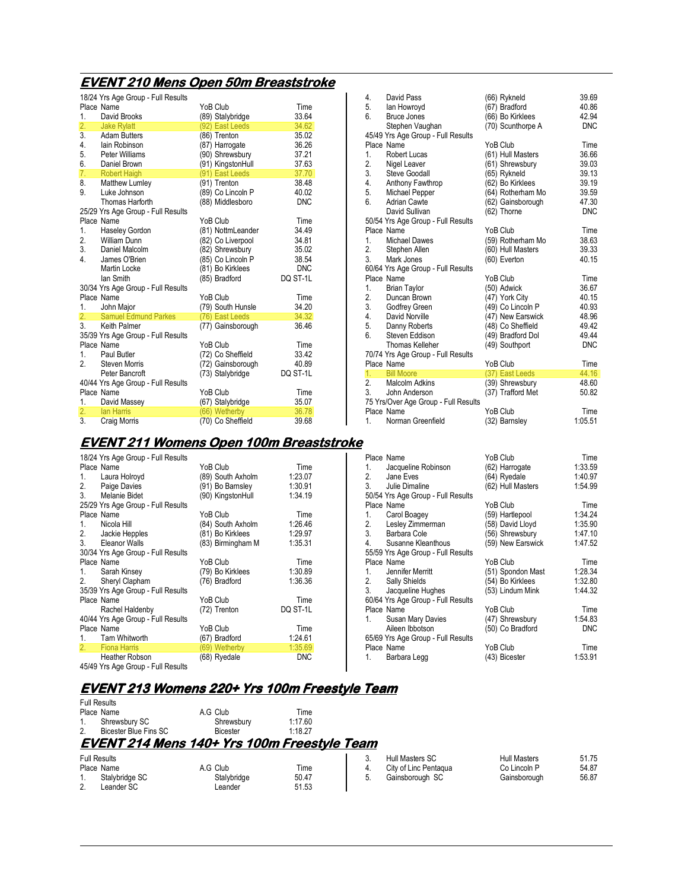## EVENT 210 Mens Open 50m Breaststroke

18/24 Yrs Age Group - Full Results

| Place | Name | YoB | Club | Time |
|---|---|---|---|---|
| 1. | David Brooks | (89) | Stalybridge | 33.64 |
| 2. | Jake Rylatt | (92) | East Leeds | 34.62 |
| 3. | Adam Butters | (86) | Trenton | 35.02 |
| 4. | Iain Robinson | (87) | Harrogate | 36.26 |
| 5. | Peter Williams | (90) | Shrewsbury | 37.21 |
| 6. | Daniel Brown | (91) | KingstonHull | 37.63 |
| 7. | Robert Haigh | (91) | East Leeds | 37.70 |
| 8. | Matthew Lumley | (91) | Trenton | 38.48 |
| 9. | Luke Johnson | (89) | Co Lincoln P | 40.02 |
| | Thomas Harforth | (88) | Middlesboro | DNC |

25/29 Yrs Age Group - Full Results

| Place | Name | YoB | Club | Time |
|---|---|---|---|---|
| 1. | Haseley Gordon | (81) | NottmLeander | 34.49 |
| 2. | William Dunn | (82) | Co Liverpool | 34.81 |
| 3. | Daniel Malcolm | (82) | Shrewsbury | 35.02 |
| 4. | James O'Brien | (85) | Co Lincoln P | 38.54 |
| | Martin Locke | (81) | Bo Kirklees | DNC |
| | Ian Smith | (85) | Bradford | DQ ST-1L |

30/34 Yrs Age Group - Full Results

| Place | Name | YoB | Club | Time |
|---|---|---|---|---|
| 1. | John Major | (79) | South Hunsle | 34.20 |
| 2. | Samuel Edmund Parkes | (76) | East Leeds | 34.32 |
| 3. | Keith Palmer | (77) | Gainsborough | 36.46 |

35/39 Yrs Age Group - Full Results

| Place | Name | YoB | Club | Time |
|---|---|---|---|---|
| 1. | Paul Butler | (72) | Co Sheffield | 33.42 |
| 2. | Steven Morris | (72) | Gainsborough | 40.89 |
| | Peter Bancroft | (73) | Stalybridge | DQ ST-1L |

40/44 Yrs Age Group - Full Results

| Place | Name | YoB | Club | Time |
|---|---|---|---|---|
| 1. | David Massey | (67) | Stalybridge | 35.07 |
| 2. | Ian Harris | (66) | Wetherby | 36.78 |
| 3. | Craig Morris | (70) | Co Sheffield | 39.68 |
| 4. | David Pass | (66) | Rykneld | 39.69 |
| 5. | Ian Howroyd | (67) | Bradford | 40.86 |
| 6. | Bruce Jones | (66) | Bo Kirklees | 42.94 |
| | Stephen Vaughan | (70) | Scunthorpe A | DNC |

45/49 Yrs Age Group - Full Results

| Place | Name | YoB | Club | Time |
|---|---|---|---|---|
| 1. | Robert Lucas | (61) | Hull Masters | 36.66 |
| 2. | Nigel Leaver | (61) | Shrewsbury | 39.03 |
| 3. | Steve Goodall | (65) | Rykneld | 39.13 |
| 4. | Anthony Fawthrop | (62) | Bo Kirklees | 39.19 |
| 5. | Michael Pepper | (64) | Rotherham Mo | 39.59 |
| 6. | Adrian Cawte | (62) | Gainsborough | 47.30 |
| | David Sullivan | (62) | Thorne | DNC |

50/54 Yrs Age Group - Full Results

| Place | Name | YoB | Club | Time |
|---|---|---|---|---|
| 1. | Michael Dawes | (59) | Rotherham Mo | 38.63 |
| 2. | Stephen Allen | (60) | Hull Masters | 39.33 |
| 3. | Mark Jones | (60) | Everton | 40.15 |

60/64 Yrs Age Group - Full Results

| Place | Name | YoB | Club | Time |
|---|---|---|---|---|
| 1. | Brian Taylor | (50) | Adwick | 36.67 |
| 2. | Duncan Brown | (47) | York City | 40.15 |
| 3. | Godfrey Green | (49) | Co Lincoln P | 40.93 |
| 4. | David Norville | (47) | New Earswick | 48.96 |
| 5. | Danny Roberts | (48) | Co Sheffield | 49.42 |
| 6. | Steven Eddison | (49) | Bradford Dol | 49.44 |
| | Thomas Kelleher | (49) | Southport | DNC |

70/74 Yrs Age Group - Full Results

| Place | Name | YoB | Club | Time |
|---|---|---|---|---|
| 1. | Bill Moore | (37) | East Leeds | 44.16 |
| 2. | Malcolm Adkins | (39) | Shrewsbury | 48.60 |
| 3. | John Anderson | (37) | Trafford Met | 50.82 |

75 Yrs/Over Age Group - Full Results

| Place | Name | YoB | Club | Time |
|---|---|---|---|---|
| 1. | Norman Greenfield | (32) | Barnsley | 1:05.51 |

## EVENT 211 Womens Open 100m Breaststroke

18/24 Yrs Age Group - Full Results

| Place | Name | YoB | Club | Time |
|---|---|---|---|---|
| 1. | Laura Holroyd | (89) | South Axholm | 1:23.07 |
| 2. | Paige Davies | (91) | Bo Barnsley | 1:30.91 |
| 3. | Melanie Bidet | (90) | KingstonHull | 1:34.19 |

25/29 Yrs Age Group - Full Results

| Place | Name | YoB | Club | Time |
|---|---|---|---|---|
| 1. | Nicola Hill | (84) | South Axholm | 1:26.46 |
| 2. | Jackie Hepples | (81) | Bo Kirklees | 1:29.97 |
| 3. | Eleanor Walls | (83) | Birmingham M | 1:35.31 |

30/34 Yrs Age Group - Full Results

| Place | Name | YoB | Club | Time |
|---|---|---|---|---|
| 1. | Sarah Kinsey | (79) | Bo Kirklees | 1:30.89 |
| 2. | Sheryl Clapham | (76) | Bradford | 1:36.36 |

35/39 Yrs Age Group - Full Results

| Place | Name | YoB | Club | Time |
|---|---|---|---|---|
| | Rachel Haldenby | (72) | Trenton | DQ ST-1L |

40/44 Yrs Age Group - Full Results

| Place | Name | YoB | Club | Time |
|---|---|---|---|---|
| 1. | Tam Whitworth | (67) | Bradford | 1:24.61 |
| 2. | Fiona Harris | (69) | Wetherby | 1:35.69 |
| | Heather Robson | (68) | Ryedale | DNC |

45/49 Yrs Age Group - Full Results

| Place | Name | YoB | Club | Time |
|---|---|---|---|---|
| 1. | Jacqueline Robinson | (62) | Harrogate | 1:33.59 |
| 2. | Jane Eves | (64) | Ryedale | 1:40.97 |
| 3. | Julie Dimaline | (62) | Hull Masters | 1:54.99 |

50/54 Yrs Age Group - Full Results

| Place | Name | YoB | Club | Time |
|---|---|---|---|---|
| 1. | Carol Boagey | (59) | Hartlepool | 1:34.24 |
| 2. | Lesley Zimmerman | (58) | David Lloyd | 1:35.90 |
| 3. | Barbara Cole | (56) | Shrewsbury | 1:47.10 |
| 4. | Susanne Kleanthous | (59) | New Earswick | 1:47.52 |

55/59 Yrs Age Group - Full Results

| Place | Name | YoB | Club | Time |
|---|---|---|---|---|
| 1. | Jennifer Merritt | (51) | Spondon Mast | 1:28.34 |
| 2. | Sally Shields | (54) | Bo Kirklees | 1:32.80 |
| 3. | Jacqueline Hughes | (53) | Lindum Mink | 1:44.32 |

60/64 Yrs Age Group - Full Results

| Place | Name | YoB | Club | Time |
|---|---|---|---|---|
| 1. | Susan Mary Davies | (47) | Shrewsbury | 1:54.83 |
| | Aileen Ibbotson | (50) | Co Bradford | DNC |

65/69 Yrs Age Group - Full Results

| Place | Name | YoB | Club | Time |
|---|---|---|---|---|
| 1. | Barbara Legg | (43) | Bicester | 1:53.91 |

## EVENT 213 Womens 220+ Yrs 100m Freestyle Team

Full Results

| Place | Name | A.G | Club | Time |
|---|---|---|---|---|
| 1. | Shrewsbury SC | | Shrewsbury | 1:17.60 |
| 2. | Bicester Blue Fins SC | | Bicester | 1:18.27 |

## EVENT 214 Mens 140+ Yrs 100m Freestyle Team

Full Results

| Place | Name | A.G | Club | Time |
|---|---|---|---|---|
| 1. | Stalybridge SC | | Stalybridge | 50.47 |
| 2. | Leander SC | | Leander | 51.53 |
| 3. | Hull Masters SC | | Hull Masters | 51.75 |
| 4. | City of Linc Pentaqua | | Co Lincoln P | 54.87 |
| 5. | Gainsborough SC | | Gainsborough | 56.87 |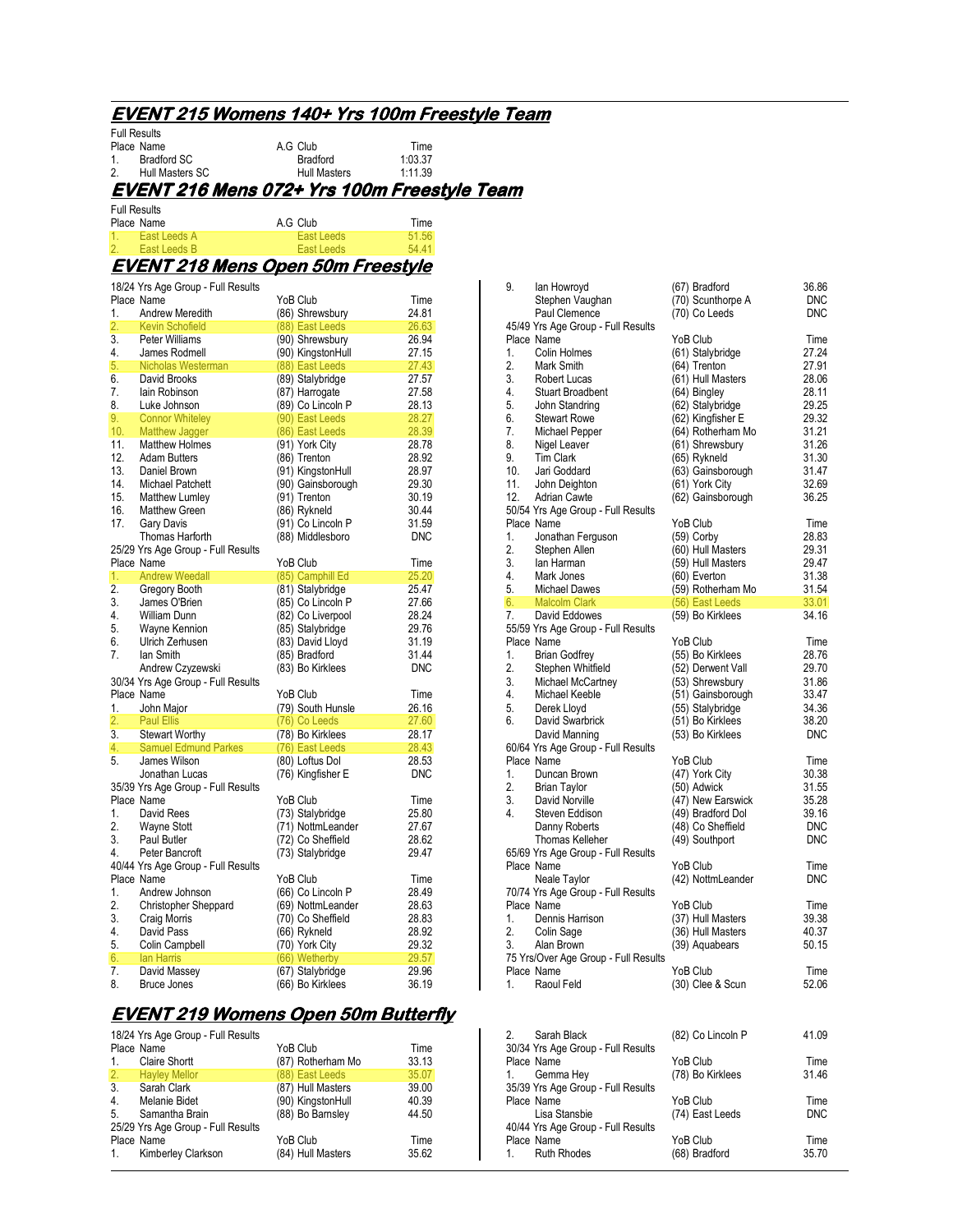## EVENT 215 Womens 140+ Yrs 100m Freestyle Team

Full Results

| Place | Name | A.G | Club | Time |
|---|---|---|---|---|
| 1. | Bradford SC | | Bradford | 1:03.37 |
| 2. | Hull Masters SC | | Hull Masters | 1:11.39 |

## EVENT 216 Mens 072+ Yrs 100m Freestyle Team

Full Results

| Place | Name | A.G | Club | Time |
|---|---|---|---|---|
| 1. | East Leeds A | | East Leeds | 51.56 |
| 2. | East Leeds B | | East Leeds | 54.41 |

## EVENT 218 Mens Open 50m Freestyle

18/24 Yrs Age Group - Full Results

| Place | Name | YoB | Club | Time |
|---|---|---|---|---|
| 1. | Andrew Meredith | (86) | Shrewsbury | 24.81 |
| 2. | Kevin Schofield | (88) | East Leeds | 26.63 |
| 3. | Peter Williams | (90) | Shrewsbury | 26.94 |
| 4. | James Rodmell | (90) | KingstonHull | 27.15 |
| 5. | Nicholas Westerman | (88) | East Leeds | 27.43 |
| 6. | David Brooks | (89) | Stalybridge | 27.57 |
| 7. | Iain Robinson | (87) | Harrogate | 27.58 |
| 8. | Luke Johnson | (89) | Co Lincoln P | 28.13 |
| 9. | Connor Whiteley | (90) | East Leeds | 28.27 |
| 10. | Matthew Jagger | (86) | East Leeds | 28.39 |
| 11. | Matthew Holmes | (91) | York City | 28.78 |
| 12. | Adam Butters | (86) | Trenton | 28.92 |
| 13. | Daniel Brown | (91) | KingstonHull | 28.97 |
| 14. | Michael Patchett | (90) | Gainsborough | 29.30 |
| 15. | Matthew Lumley | (91) | Trenton | 30.19 |
| 16. | Matthew Green | (86) | Rykneld | 30.44 |
| 17. | Gary Davis | (91) | Co Lincoln P | 31.59 |
| | Thomas Harforth | (88) | Middlesboro | DNC |

25/29 Yrs Age Group - Full Results

| Place | Name | YoB | Club | Time |
|---|---|---|---|---|
| 1. | Andrew Weedall | (85) | Camphill Ed | 25.20 |
| 2. | Gregory Booth | (81) | Stalybridge | 25.47 |
| 3. | James O'Brien | (85) | Co Lincoln P | 27.66 |
| 4. | William Dunn | (82) | Co Liverpool | 28.24 |
| 5. | Wayne Kennion | (85) | Stalybridge | 29.76 |
| 6. | Ulrich Zerhusen | (83) | David Lloyd | 31.19 |
| 7. | Ian Smith | (85) | Bradford | 31.44 |
| | Andrew Czyzewski | (83) | Bo Kirklees | DNC |

30/34 Yrs Age Group - Full Results

| Place | Name | YoB | Club | Time |
|---|---|---|---|---|
| 1. | John Major | (79) | South Hunsle | 26.16 |
| 2. | Paul Ellis | (76) | Co Leeds | 27.60 |
| 3. | Stewart Worthy | (78) | Bo Kirklees | 28.17 |
| 4. | Samuel Edmund Parkes | (76) | East Leeds | 28.43 |
| 5. | James Wilson | (80) | Loftus Dol | 28.53 |
| | Jonathan Lucas | (76) | Kingfisher E | DNC |

35/39 Yrs Age Group - Full Results

| Place | Name | YoB | Club | Time |
|---|---|---|---|---|
| 1. | David Rees | (73) | Stalybridge | 25.80 |
| 2. | Wayne Stott | (71) | NottmLeander | 27.67 |
| 3. | Paul Butler | (72) | Co Sheffield | 28.62 |
| 4. | Peter Bancroft | (73) | Stalybridge | 29.47 |

40/44 Yrs Age Group - Full Results

| Place | Name | YoB | Club | Time |
|---|---|---|---|---|
| 1. | Andrew Johnson | (66) | Co Lincoln P | 28.49 |
| 2. | Christopher Sheppard | (69) | NottmLeander | 28.63 |
| 3. | Craig Morris | (70) | Co Sheffield | 28.83 |
| 4. | David Pass | (66) | Rykneld | 28.92 |
| 5. | Colin Campbell | (70) | York City | 29.32 |
| 6. | Ian Harris | (66) | Wetherby | 29.57 |
| 7. | David Massey | (67) | Stalybridge | 29.96 |
| 8. | Bruce Jones | (66) | Bo Kirklees | 36.19 |
| 9. | Ian Howroyd | (67) | Bradford | 36.86 |
| | Stephen Vaughan | (70) | Scunthorpe A | DNC |
| | Paul Clemence | (70) | Co Leeds | DNC |

45/49 Yrs Age Group - Full Results

| Place | Name | YoB | Club | Time |
|---|---|---|---|---|
| 1. | Colin Holmes | (61) | Stalybridge | 27.24 |
| 2. | Mark Smith | (64) | Trenton | 27.91 |
| 3. | Robert Lucas | (61) | Hull Masters | 28.06 |
| 4. | Stuart Broadbent | (64) | Bingley | 28.11 |
| 5. | John Standring | (62) | Stalybridge | 29.25 |
| 6. | Stewart Rowe | (62) | Kingfisher E | 29.32 |
| 7. | Michael Pepper | (64) | Rotherham Mo | 31.21 |
| 8. | Nigel Leaver | (61) | Shrewsbury | 31.26 |
| 9. | Tim Clark | (65) | Rykneld | 31.30 |
| 10. | Jari Goddard | (63) | Gainsborough | 31.47 |
| 11. | John Deighton | (61) | York City | 32.69 |
| 12. | Adrian Cawte | (62) | Gainsborough | 36.25 |

50/54 Yrs Age Group - Full Results

| Place | Name | YoB | Club | Time |
|---|---|---|---|---|
| 1. | Jonathan Ferguson | (59) | Corby | 28.83 |
| 2. | Stephen Allen | (60) | Hull Masters | 29.31 |
| 3. | Ian Harman | (59) | Hull Masters | 29.47 |
| 4. | Mark Jones | (60) | Everton | 31.38 |
| 5. | Michael Dawes | (59) | Rotherham Mo | 31.54 |
| 6. | Malcolm Clark | (56) | East Leeds | 33.01 |
| 7. | David Eddowes | (59) | Bo Kirklees | 34.16 |

55/59 Yrs Age Group - Full Results

| Place | Name | YoB | Club | Time |
|---|---|---|---|---|
| 1. | Brian Godfrey | (55) | Bo Kirklees | 28.76 |
| 2. | Stephen Whitfield | (52) | Derwent Vall | 29.70 |
| 3. | Michael McCartney | (53) | Shrewsbury | 31.86 |
| 4. | Michael Keeble | (51) | Gainsborough | 33.47 |
| 5. | Derek Lloyd | (55) | Stalybridge | 34.36 |
| 6. | David Swarbrick | (51) | Bo Kirklees | 38.20 |
| | David Manning | (53) | Bo Kirklees | DNC |

60/64 Yrs Age Group - Full Results

| Place | Name | YoB | Club | Time |
|---|---|---|---|---|
| 1. | Duncan Brown | (47) | York City | 30.38 |
| 2. | Brian Taylor | (50) | Adwick | 31.55 |
| 3. | David Norville | (47) | New Earswick | 35.28 |
| 4. | Steven Eddison | (49) | Bradford Dol | 39.16 |
| | Danny Roberts | (48) | Co Sheffield | DNC |
| | Thomas Kelleher | (49) | Southport | DNC |

65/69 Yrs Age Group - Full Results

| Place | Name | YoB | Club | Time |
|---|---|---|---|---|
| | Neale Taylor | (42) | NottmLeander | DNC |

70/74 Yrs Age Group - Full Results

| Place | Name | YoB | Club | Time |
|---|---|---|---|---|
| 1. | Dennis Harrison | (37) | Hull Masters | 39.38 |
| 2. | Colin Sage | (36) | Hull Masters | 40.37 |
| 3. | Alan Brown | (39) | Aquabears | 50.15 |

75 Yrs/Over Age Group - Full Results

| Place | Name | YoB | Club | Time |
|---|---|---|---|---|
| 1. | Raoul Feld | (30) | Clee & Scun | 52.06 |

## EVENT 219 Womens Open 50m Butterfly

18/24 Yrs Age Group - Full Results

| Place | Name | YoB | Club | Time |
|---|---|---|---|---|
| 1. | Claire Shortt | (87) | Rotherham Mo | 33.13 |
| 2. | Hayley Mellor | (88) | East Leeds | 35.07 |
| 3. | Sarah Clark | (87) | Hull Masters | 39.00 |
| 4. | Melanie Bidet | (90) | KingstonHull | 40.39 |
| 5. | Samantha Brain | (88) | Bo Barnsley | 44.50 |

25/29 Yrs Age Group - Full Results

| Place | Name | YoB | Club | Time |
|---|---|---|---|---|
| 1. | Kimberley Clarkson | (84) | Hull Masters | 35.62 |
| 2. | Sarah Black | (82) | Co Lincoln P | 41.09 |

30/34 Yrs Age Group - Full Results

| Place | Name | YoB | Club | Time |
|---|---|---|---|---|
| 1. | Gemma Hey | (78) | Bo Kirklees | 31.46 |

35/39 Yrs Age Group - Full Results

| Place | Name | YoB | Club | Time |
|---|---|---|---|---|
| | Lisa Stansbie | (74) | East Leeds | DNC |

40/44 Yrs Age Group - Full Results

| Place | Name | YoB | Club | Time |
|---|---|---|---|---|
| 1. | Ruth Rhodes | (68) | Bradford | 35.70 |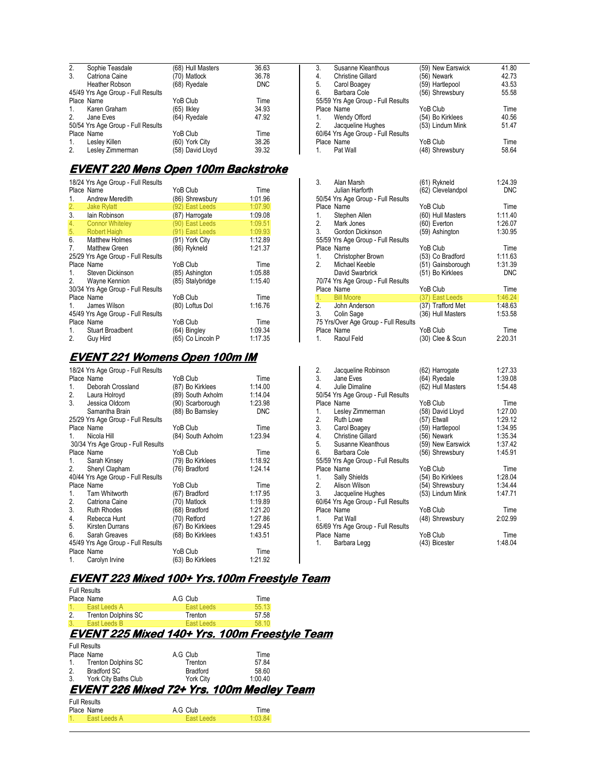| Place | Name | YoB Club | Time |
|---|---|---|---|
| 2. | Sophie Teasdale | (68) Hull Masters | 36.63 |
| 3. | Catriona Caine | (70) Matlock | 36.78 |
| | Heather Robson | (68) Ryedale | DNC |

45/49 Yrs Age Group - Full Results

| Place | Name | YoB Club | Time |
|---|---|---|---|
| 1. | Karen Graham | (65) Ilkley | 34.93 |
| 2. | Jane Eves | (64) Ryedale | 47.92 |

50/54 Yrs Age Group - Full Results

| Place | Name | YoB Club | Time |
|---|---|---|---|
| 1. | Lesley Killen | (60) York City | 38.26 |
| 2. | Lesley Zimmerman | (58) David Lloyd | 39.32 |
| 3. | Susanne Kleanthous | (59) New Earswick | 41.80 |
| 4. | Christine Gillard | (56) Newark | 42.73 |
| 5. | Carol Boagey | (59) Hartlepool | 43.53 |
| 6. | Barbara Cole | (56) Shrewsbury | 55.58 |

55/59 Yrs Age Group - Full Results

| Place | Name | YoB Club | Time |
|---|---|---|---|
| 1. | Wendy Offord | (54) Bo Kirklees | 40.56 |
| 2. | Jacqueline Hughes | (53) Lindum Mink | 51.47 |

60/64 Yrs Age Group - Full Results

| Place | Name | YoB Club | Time |
|---|---|---|---|
| 1. | Pat Wall | (48) Shrewsbury | 58.64 |

## EVENT 220 Mens Open 100m Backstroke

18/24 Yrs Age Group - Full Results

| Place | Name | YoB Club | Time |
|---|---|---|---|
| 1. | Andrew Meredith | (86) Shrewsbury | 1:01.96 |
| 2. | Jake Rylatt | (92) East Leeds | 1:07.90 |
| 3. | Iain Robinson | (87) Harrogate | 1:09.08 |
| 4. | Connor Whiteley | (90) East Leeds | 1:09.51 |
| 5. | Robert Haigh | (91) East Leeds | 1:09.93 |
| 6. | Matthew Holmes | (91) York City | 1:12.89 |
| 7. | Matthew Green | (86) Rykneld | 1:21.37 |

25/29 Yrs Age Group - Full Results

| Place | Name | YoB Club | Time |
|---|---|---|---|
| 1. | Steven Dickinson | (85) Ashington | 1:05.88 |
| 2. | Wayne Kennion | (85) Stalybridge | 1:15.40 |

30/34 Yrs Age Group - Full Results

| Place | Name | YoB Club | Time |
|---|---|---|---|
| 1. | James Wilson | (80) Loftus Dol | 1:16.76 |

45/49 Yrs Age Group - Full Results

| Place | Name | YoB Club | Time |
|---|---|---|---|
| 1. | Stuart Broadbent | (64) Bingley | 1:09.34 |
| 2. | Guy Hird | (65) Co Lincoln P | 1:17.35 |
| 3. | Alan Marsh | (61) Rykneld | 1:24.39 |
| | Julian Harforth | (62) Clevelandpol | DNC |

50/54 Yrs Age Group - Full Results

| Place | Name | YoB Club | Time |
|---|---|---|---|
| 1. | Stephen Allen | (60) Hull Masters | 1:11.40 |
| 2. | Mark Jones | (60) Everton | 1:26.07 |
| 3. | Gordon Dickinson | (59) Ashington | 1:30.95 |

55/59 Yrs Age Group - Full Results

| Place | Name | YoB Club | Time |
|---|---|---|---|
| 1. | Christopher Brown | (53) Co Bradford | 1:11.63 |
| 2. | Michael Keeble | (51) Gainsborough | 1:31.39 |
| | David Swarbrick | (51) Bo Kirklees | DNC |

70/74 Yrs Age Group - Full Results

| Place | Name | YoB Club | Time |
|---|---|---|---|
| 1. | Bill Moore | (37) East Leeds | 1:46.24 |
| 2. | John Anderson | (37) Trafford Met | 1:48.63 |
| 3. | Colin Sage | (36) Hull Masters | 1:53.58 |

75 Yrs/Over Age Group - Full Results

| Place | Name | YoB Club | Time |
|---|---|---|---|
| 1. | Raoul Feld | (30) Clee & Scun | 2:20.31 |

## EVENT 221 Womens Open 100m IM

18/24 Yrs Age Group - Full Results

| Place | Name | YoB Club | Time |
|---|---|---|---|
| 1. | Deborah Crossland | (87) Bo Kirklees | 1:14.00 |
| 2. | Laura Holroyd | (89) South Axholm | 1:14.04 |
| 3. | Jessica Oldcorn | (90) Scarborough | 1:23.98 |
| | Samantha Brain | (88) Bo Barnsley | DNC |

25/29 Yrs Age Group - Full Results

| Place | Name | YoB Club | Time |
|---|---|---|---|
| 1. | Nicola Hill | (84) South Axholm | 1:23.94 |

30/34 Yrs Age Group - Full Results

| Place | Name | YoB Club | Time |
|---|---|---|---|
| 1. | Sarah Kinsey | (79) Bo Kirklees | 1:18.92 |
| 2. | Sheryl Clapham | (76) Bradford | 1:24.14 |

40/44 Yrs Age Group - Full Results

| Place | Name | YoB Club | Time |
|---|---|---|---|
| 1. | Tam Whitworth | (67) Bradford | 1:17.95 |
| 2. | Catriona Caine | (70) Matlock | 1:19.89 |
| 3. | Ruth Rhodes | (68) Bradford | 1:21.20 |
| 4. | Rebecca Hunt | (70) Retford | 1:27.86 |
| 5. | Kirsten Durrans | (67) Bo Kirklees | 1:29.45 |
| 6. | Sarah Greaves | (68) Bo Kirklees | 1:43.51 |

45/49 Yrs Age Group - Full Results

| Place | Name | YoB Club | Time |
|---|---|---|---|
| 1. | Carolyn Irvine | (63) Bo Kirklees | 1:21.92 |
| 2. | Jacqueline Robinson | (62) Harrogate | 1:27.33 |
| 3. | Jane Eves | (64) Ryedale | 1:39.08 |
| 4. | Julie Dimaline | (62) Hull Masters | 1:54.48 |

50/54 Yrs Age Group - Full Results

| Place | Name | YoB Club | Time |
|---|---|---|---|
| 1. | Lesley Zimmerman | (58) David Lloyd | 1:27.00 |
| 2. | Ruth Lowe | (57) Etwall | 1:29.12 |
| 3. | Carol Boagey | (59) Hartlepool | 1:34.95 |
| 4. | Christine Gillard | (56) Newark | 1:35.34 |
| 5. | Susanne Kleanthous | (59) New Earswick | 1:37.42 |
| 6. | Barbara Cole | (56) Shrewsbury | 1:45.91 |

55/59 Yrs Age Group - Full Results

| Place | Name | YoB Club | Time |
|---|---|---|---|
| 1. | Sally Shields | (54) Bo Kirklees | 1:28.04 |
| 2. | Alison Wilson | (54) Shrewsbury | 1:34.44 |
| 3. | Jacqueline Hughes | (53) Lindum Mink | 1:47.71 |

60/64 Yrs Age Group - Full Results

| Place | Name | YoB Club | Time |
|---|---|---|---|
| 1. | Pat Wall | (48) Shrewsbury | 2:02.99 |

65/69 Yrs Age Group - Full Results

| Place | Name | YoB Club | Time |
|---|---|---|---|
| 1. | Barbara Legg | (43) Bicester | 1:48.04 |

## EVENT 223 Mixed 100+ Yrs.100m Freestyle Team

Full Results

| Place | Name | A.G Club | Time |
|---|---|---|---|
| 1. | East Leeds A | East Leeds | 55.13 |
| 2. | Trenton Dolphins SC | Trenton | 57.58 |
| 3. | East Leeds B | East Leeds | 58.10 |

## EVENT 225 Mixed 140+ Yrs. 100m Freestyle Team

Full Results

| Place | Name | A.G Club | Time |
|---|---|---|---|
| 1. | Trenton Dolphins SC | Trenton | 57.84 |
| 2. | Bradford SC | Bradford | 58.60 |
| 3. | York City Baths Club | York City | 1:00.40 |

## EVENT 226 Mixed 72+ Yrs. 100m Medley Team

Full Results

| Place | Name | A.G Club | Time |
|---|---|---|---|
| 1. | East Leeds A | East Leeds | 1:03.84 |